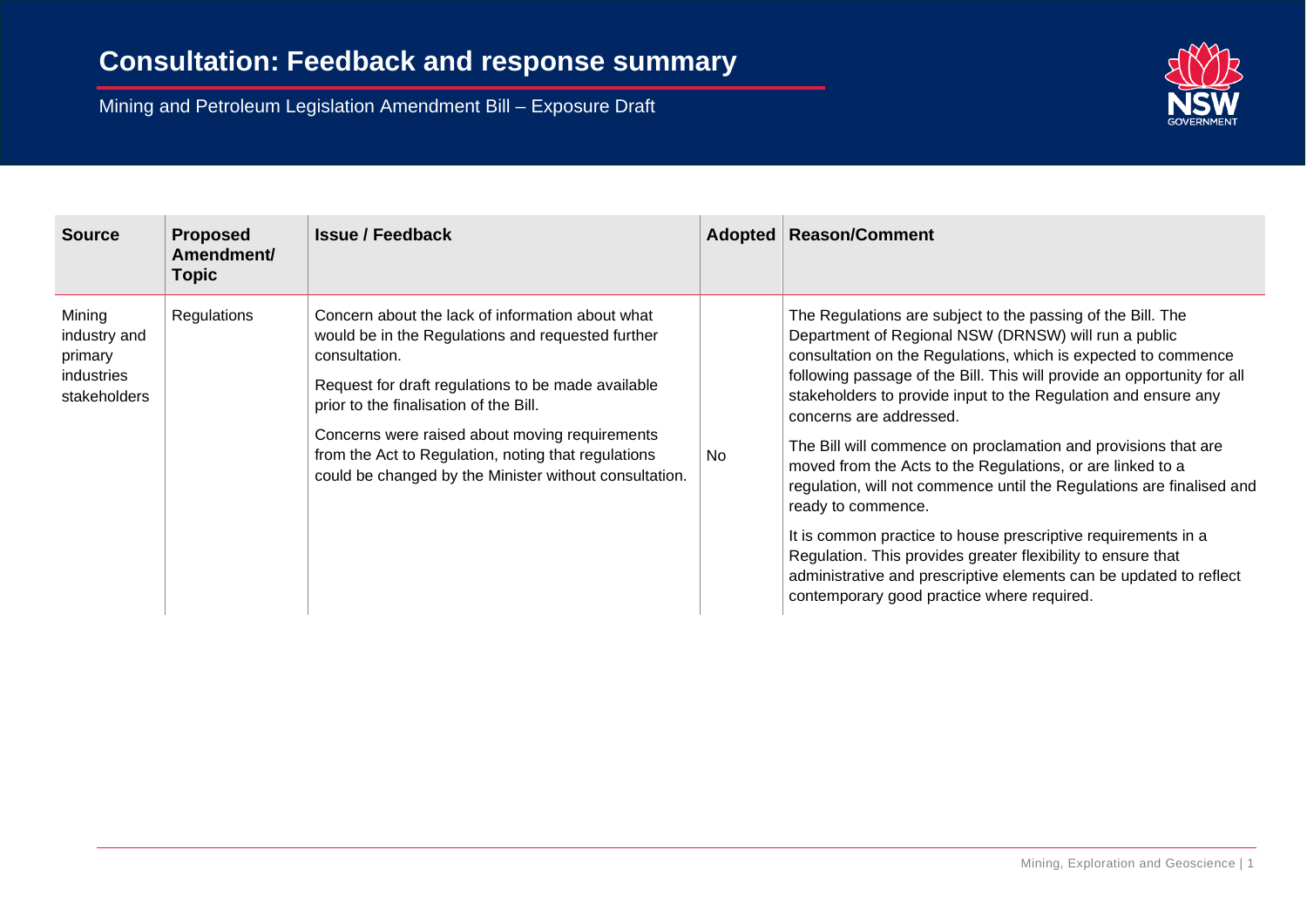# Consultation: Feedback and response summary

Mining and Petroleum Legislation Amendment Bill – Exposure Draft

| Source | Proposed Amendment/ Topic | Issue / Feedback | Adopted | Reason/Comment |
|---|---|---|---|---|
| Mining industry and primary industries stakeholders | Regulations | Concern about the lack of information about what would be in the Regulations and requested further consultation.<br><br>Request for draft regulations to be made available prior to the finalisation of the Bill.<br><br>Concerns were raised about moving requirements from the Act to Regulation, noting that regulations could be changed by the Minister without consultation. | No | The Regulations are subject to the passing of the Bill. The Department of Regional NSW (DRNSW) will run a public consultation on the Regulations, which is expected to commence following passage of the Bill. This will provide an opportunity for all stakeholders to provide input to the Regulation and ensure any concerns are addressed.<br><br>The Bill will commence on proclamation and provisions that are moved from the Acts to the Regulations, or are linked to a regulation, will not commence until the Regulations are finalised and ready to commence.<br><br>It is common practice to house prescriptive requirements in a Regulation. This provides greater flexibility to ensure that administrative and prescriptive elements can be updated to reflect contemporary good practice where required. |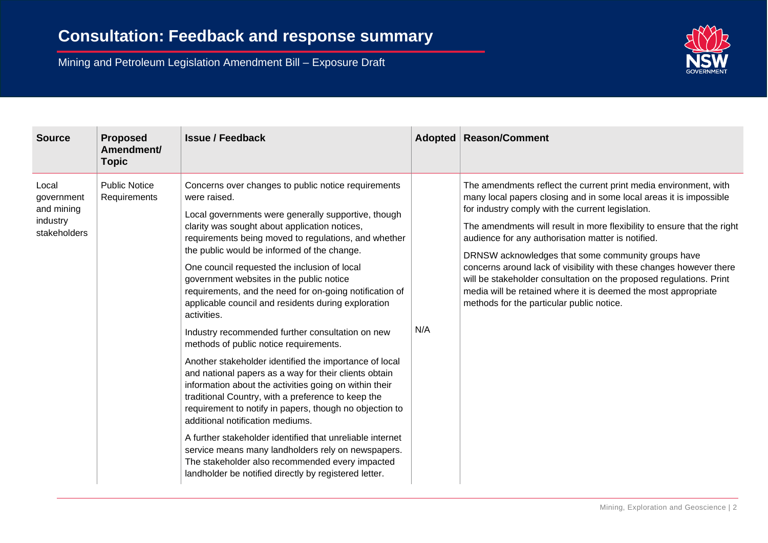# Consultation: Feedback and response summary

Mining and Petroleum Legislation Amendment Bill – Exposure Draft

| Source | Proposed Amendment/ Topic | Issue / Feedback | Adopted | Reason/Comment |
|---|---|---|---|---|
| Local government and mining industry stakeholders | Public Notice Requirements | Concerns over changes to public notice requirements were raised. Local governments were generally supportive, though clarity was sought about application notices, requirements being moved to regulations, and whether the public would be informed of the change. One council requested the inclusion of local government websites in the public notice requirements, and the need for on-going notification of applicable council and residents during exploration activities. Industry recommended further consultation on new methods of public notice requirements. Another stakeholder identified the importance of local and national papers as a way for their clients obtain information about the activities going on within their traditional Country, with a preference to keep the requirement to notify in papers, though no objection to additional notification mediums. A further stakeholder identified that unreliable internet service means many landholders rely on newspapers. The stakeholder also recommended every impacted landholder be notified directly by registered letter. | N/A | The amendments reflect the current print media environment, with many local papers closing and in some local areas it is impossible for industry comply with the current legislation. The amendments will result in more flexibility to ensure that the right audience for any authorisation matter is notified. DRNSW acknowledges that some community groups have concerns around lack of visibility with these changes however there will be stakeholder consultation on the proposed regulations. Print media will be retained where it is deemed the most appropriate methods for the particular public notice. |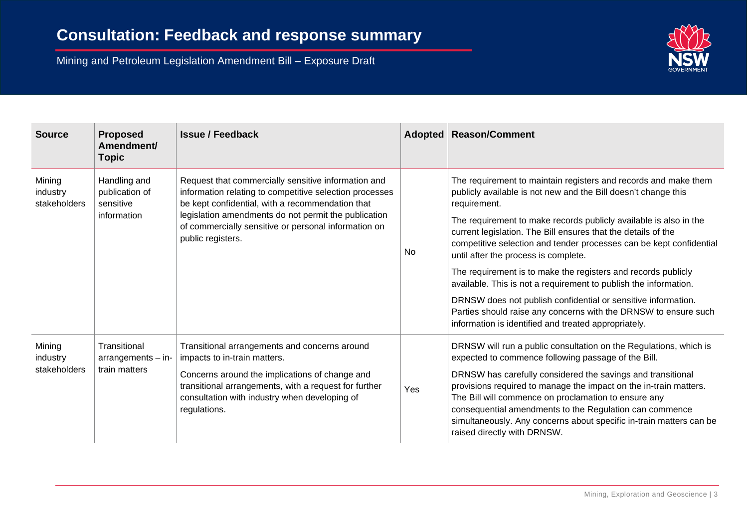| Source | Proposed Amendment/ Topic | Issue / Feedback | Adopted | Reason/Comment |
|---|---|---|---|---|
| Mining industry stakeholders | Handling and publication of sensitive information | Request that commercially sensitive information and information relating to competitive selection processes be kept confidential, with a recommendation that legislation amendments do not permit the publication of commercially sensitive or personal information on public registers. | No | The requirement to maintain registers and records and make them publicly available is not new and the Bill doesn't change this requirement.<br><br>The requirement to make records publicly available is also in the current legislation. The Bill ensures that the details of the competitive selection and tender processes can be kept confidential until after the process is complete.<br><br>The requirement is to make the registers and records publicly available. This is not a requirement to publish the information.<br><br>DRNSW does not publish confidential or sensitive information. Parties should raise any concerns with the DRNSW to ensure such information is identified and treated appropriately. |
| Mining industry stakeholders | Transitional arrangements – in-train matters | Transitional arrangements and concerns around impacts to in-train matters.<br><br>Concerns around the implications of change and transitional arrangements, with a request for further consultation with industry when developing of regulations. | Yes | DRNSW will run a public consultation on the Regulations, which is expected to commence following passage of the Bill.<br><br>DRNSW has carefully considered the savings and transitional provisions required to manage the impact on the in-train matters. The Bill will commence on proclamation to ensure any consequential amendments to the Regulation can commence simultaneously. Any concerns about specific in-train matters can be raised directly with DRNSW. |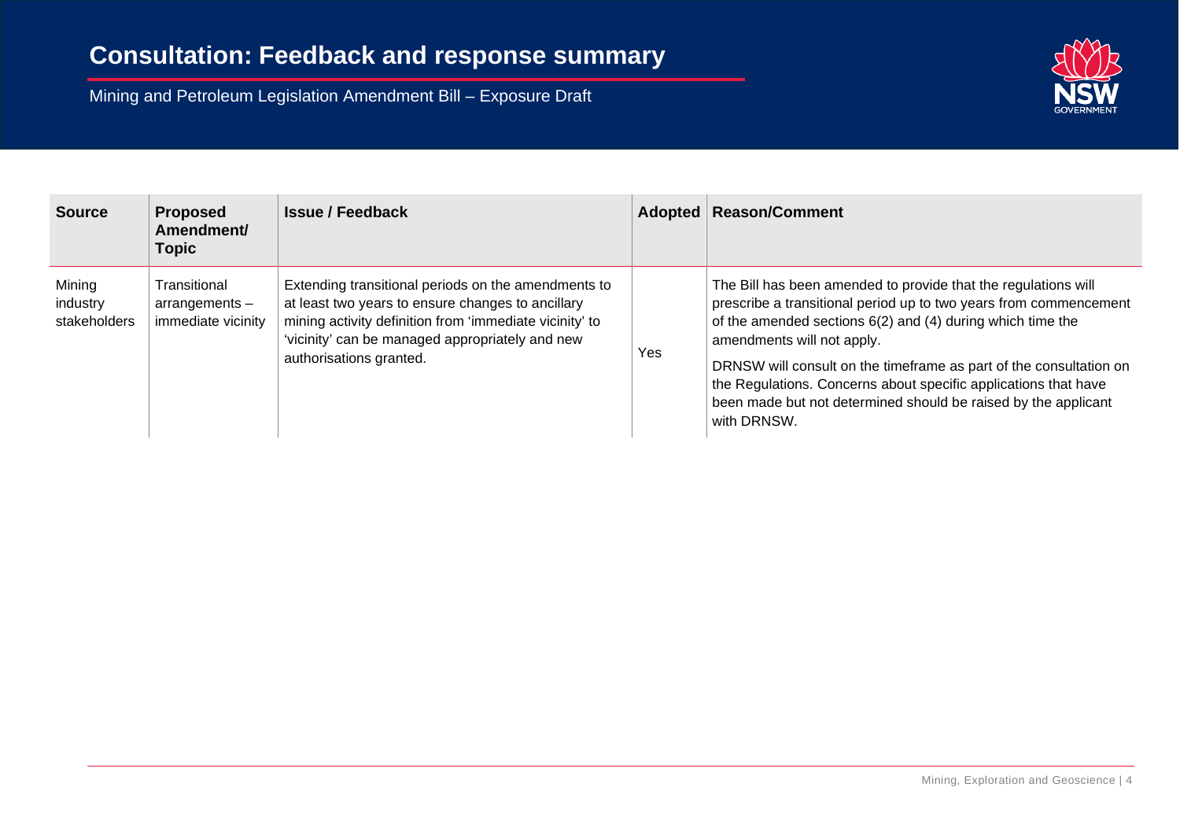| Source | Proposed Amendment/ Topic | Issue / Feedback | Adopted | Reason/Comment |
|---|---|---|---|---|
| Mining industry stakeholders | Transitional arrangements – immediate vicinity | Extending transitional periods on the amendments to at least two years to ensure changes to ancillary mining activity definition from 'immediate vicinity' to 'vicinity' can be managed appropriately and new authorisations granted. | Yes | The Bill has been amended to provide that the regulations will prescribe a transitional period up to two years from commencement of the amended sections 6(2) and (4) during which time the amendments will not apply.<br><br>DRNSW will consult on the timeframe as part of the consultation on the Regulations. Concerns about specific applications that have been made but not determined should be raised by the applicant with DRNSW. |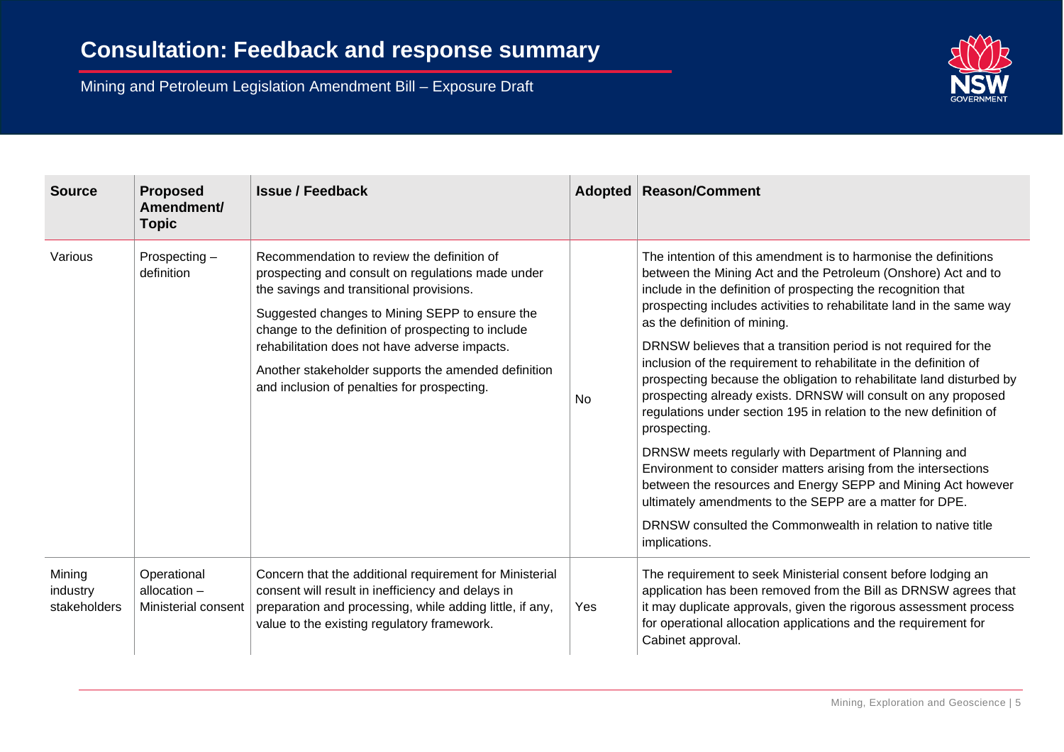# Consultation: Feedback and response summary

Mining and Petroleum Legislation Amendment Bill – Exposure Draft

| Source | Proposed Amendment/ Topic | Issue / Feedback | Adopted | Reason/Comment |
|---|---|---|---|---|
| Various | Prospecting – definition | Recommendation to review the definition of prospecting and consult on regulations made under the savings and transitional provisions.<br><br>Suggested changes to Mining SEPP to ensure the change to the definition of prospecting to include rehabilitation does not have adverse impacts.<br><br>Another stakeholder supports the amended definition and inclusion of penalties for prospecting. | No | The intention of this amendment is to harmonise the definitions between the Mining Act and the Petroleum (Onshore) Act and to include in the definition of prospecting the recognition that prospecting includes activities to rehabilitate land in the same way as the definition of mining.<br><br>DRNSW believes that a transition period is not required for the inclusion of the requirement to rehabilitate in the definition of prospecting because the obligation to rehabilitate land disturbed by prospecting already exists. DRNSW will consult on any proposed regulations under section 195 in relation to the new definition of prospecting.<br><br>DRNSW meets regularly with Department of Planning and Environment to consider matters arising from the intersections between the resources and Energy SEPP and Mining Act however ultimately amendments to the SEPP are a matter for DPE.<br><br>DRNSW consulted the Commonwealth in relation to native title implications. |
| Mining industry stakeholders | Operational allocation – Ministerial consent | Concern that the additional requirement for Ministerial consent will result in inefficiency and delays in preparation and processing, while adding little, if any, value to the existing regulatory framework. | Yes | The requirement to seek Ministerial consent before lodging an application has been removed from the Bill as DRNSW agrees that it may duplicate approvals, given the rigorous assessment process for operational allocation applications and the requirement for Cabinet approval. |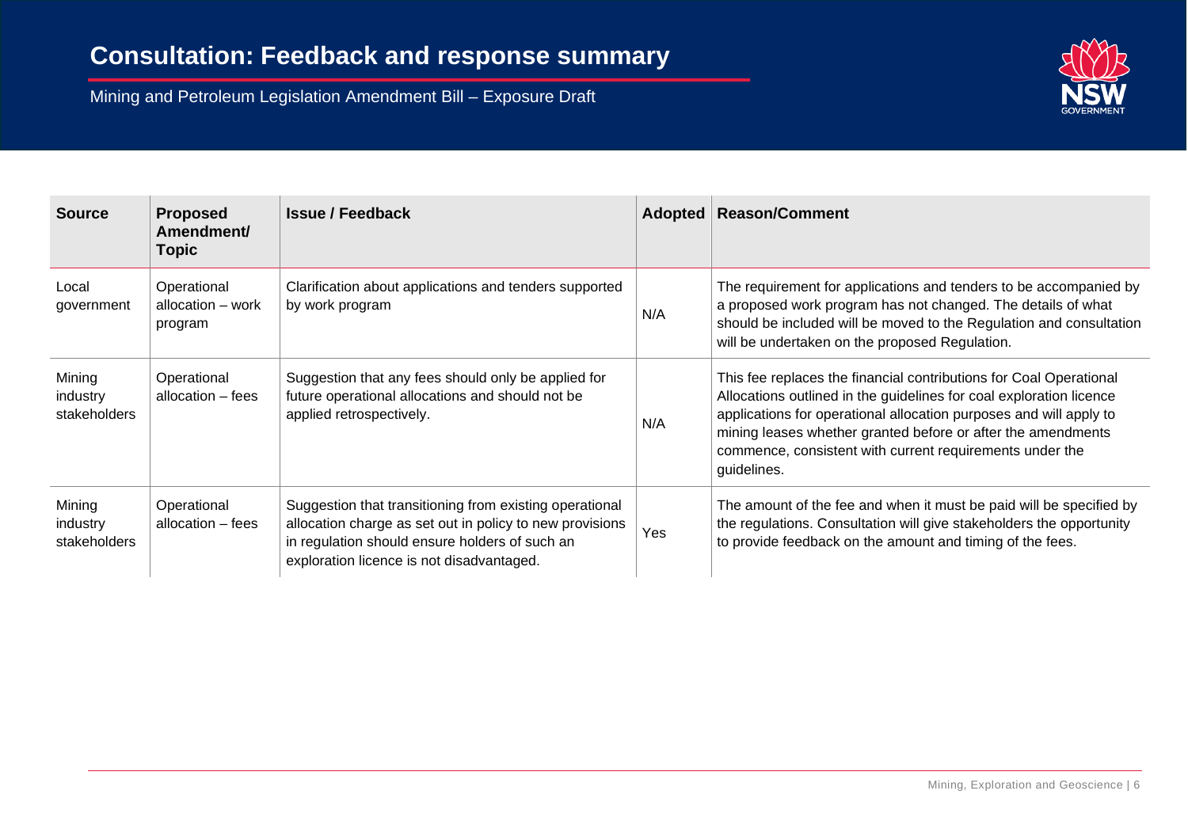| Source | Proposed Amendment/ Topic | Issue / Feedback | Adopted | Reason/Comment |
|---|---|---|---|---|
| Local government | Operational allocation – work program | Clarification about applications and tenders supported by work program | N/A | The requirement for applications and tenders to be accompanied by a proposed work program has not changed. The details of what should be included will be moved to the Regulation and consultation will be undertaken on the proposed Regulation. |
| Mining industry stakeholders | Operational allocation – fees | Suggestion that any fees should only be applied for future operational allocations and should not be applied retrospectively. | N/A | This fee replaces the financial contributions for Coal Operational Allocations outlined in the guidelines for coal exploration licence applications for operational allocation purposes and will apply to mining leases whether granted before or after the amendments commence, consistent with current requirements under the guidelines. |
| Mining industry stakeholders | Operational allocation – fees | Suggestion that transitioning from existing operational allocation charge as set out in policy to new provisions in regulation should ensure holders of such an exploration licence is not disadvantaged. | Yes | The amount of the fee and when it must be paid will be specified by the regulations. Consultation will give stakeholders the opportunity to provide feedback on the amount and timing of the fees. |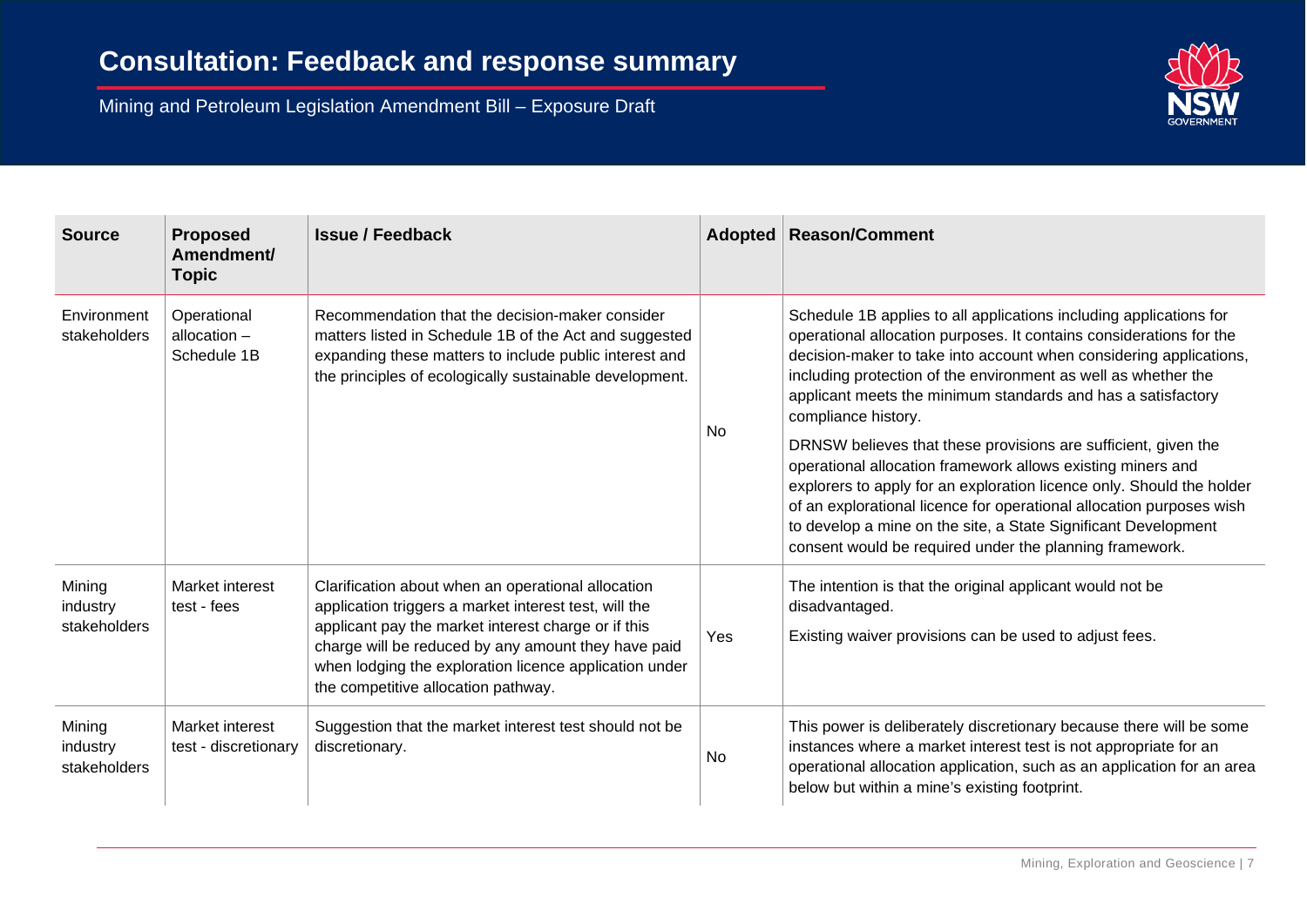# Consultation: Feedback and response summary

Mining and Petroleum Legislation Amendment Bill – Exposure Draft

| Source | Proposed Amendment/ Topic | Issue / Feedback | Adopted | Reason/Comment |
|---|---|---|---|---|
| Environment stakeholders | Operational allocation – Schedule 1B | Recommendation that the decision-maker consider matters listed in Schedule 1B of the Act and suggested expanding these matters to include public interest and the principles of ecologically sustainable development. | No | Schedule 1B applies to all applications including applications for operational allocation purposes. It contains considerations for the decision-maker to take into account when considering applications, including protection of the environment as well as whether the applicant meets the minimum standards and has a satisfactory compliance history.<br><br>DRNSW believes that these provisions are sufficient, given the operational allocation framework allows existing miners and explorers to apply for an exploration licence only. Should the holder of an explorational licence for operational allocation purposes wish to develop a mine on the site, a State Significant Development consent would be required under the planning framework. |
| Mining industry stakeholders | Market interest test - fees | Clarification about when an operational allocation application triggers a market interest test, will the applicant pay the market interest charge or if this charge will be reduced by any amount they have paid when lodging the exploration licence application under the competitive allocation pathway. | Yes | The intention is that the original applicant would not be disadvantaged.<br><br>Existing waiver provisions can be used to adjust fees. |
| Mining industry stakeholders | Market interest test - discretionary | Suggestion that the market interest test should not be discretionary. | No | This power is deliberately discretionary because there will be some instances where a market interest test is not appropriate for an operational allocation application, such as an application for an area below but within a mine's existing footprint. |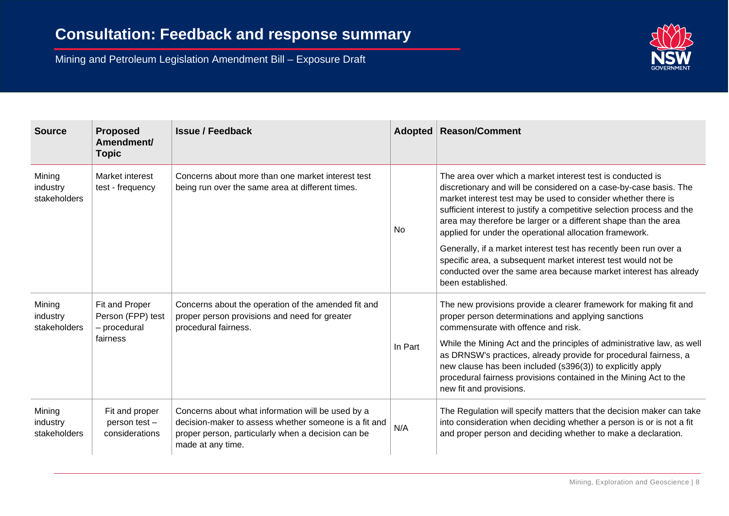| Source | Proposed Amendment/ Topic | Issue / Feedback | Adopted | Reason/Comment |
|---|---|---|---|---|
| Mining industry stakeholders | Market interest test - frequency | Concerns about more than one market interest test being run over the same area at different times. | No | The area over which a market interest test is conducted is discretionary and will be considered on a case-by-case basis. The market interest test may be used to consider whether there is sufficient interest to justify a competitive selection process and the area may therefore be larger or a different shape than the area applied for under the operational allocation framework.<br><br>Generally, if a market interest test has recently been run over a specific area, a subsequent market interest test would not be conducted over the same area because market interest has already been established. |
| Mining industry stakeholders | Fit and Proper Person (FPP) test – procedural fairness | Concerns about the operation of the amended fit and proper person provisions and need for greater procedural fairness. | In Part | The new provisions provide a clearer framework for making fit and proper person determinations and applying sanctions commensurate with offence and risk.<br><br>While the Mining Act and the principles of administrative law, as well as DRNSW's practices, already provide for procedural fairness, a new clause has been included (s396(3)) to explicitly apply procedural fairness provisions contained in the Mining Act to the new fit and provisions. |
| Mining industry stakeholders | Fit and proper person test – considerations | Concerns about what information will be used by a decision-maker to assess whether someone is a fit and proper person, particularly when a decision can be made at any time. | N/A | The Regulation will specify matters that the decision maker can take into consideration when deciding whether a person is or is not a fit and proper person and deciding whether to make a declaration. |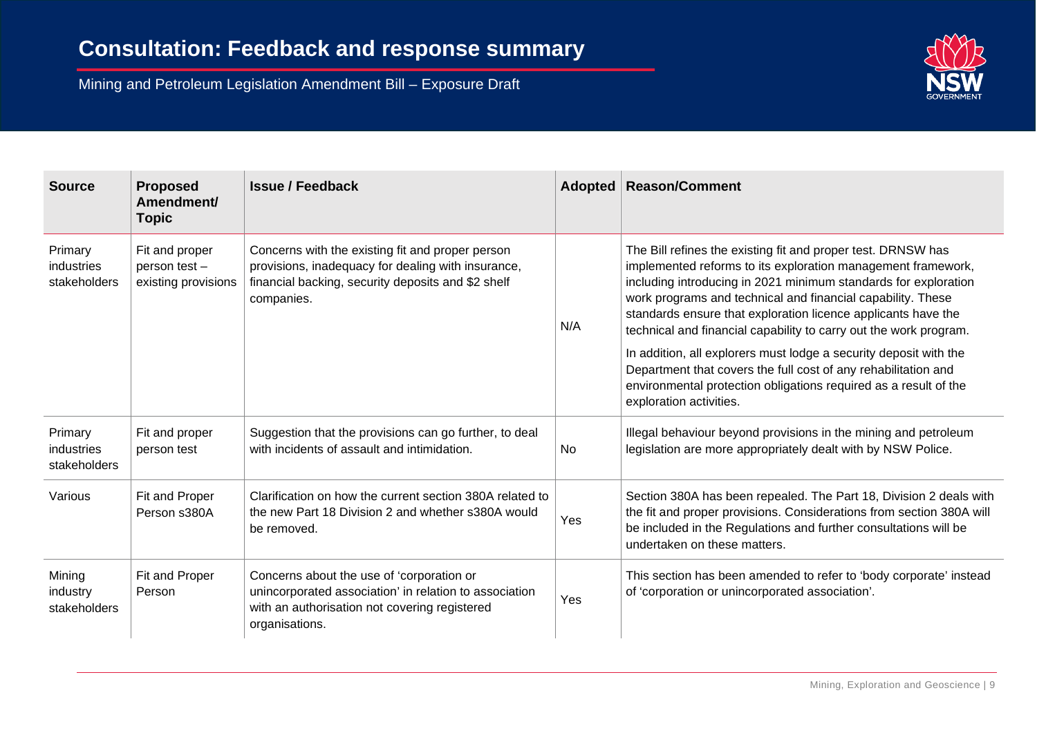| Source | Proposed Amendment/ Topic | Issue / Feedback | Adopted | Reason/Comment |
|---|---|---|---|---|
| Primary industries stakeholders | Fit and proper person test – existing provisions | Concerns with the existing fit and proper person provisions, inadequacy for dealing with insurance, financial backing, security deposits and $2 shelf companies. | N/A | The Bill refines the existing fit and proper test. DRNSW has implemented reforms to its exploration management framework, including introducing in 2021 minimum standards for exploration work programs and technical and financial capability. These standards ensure that exploration licence applicants have the technical and financial capability to carry out the work program.<br><br>In addition, all explorers must lodge a security deposit with the Department that covers the full cost of any rehabilitation and environmental protection obligations required as a result of the exploration activities. |
| Primary industries stakeholders | Fit and proper person test | Suggestion that the provisions can go further, to deal with incidents of assault and intimidation. | No | Illegal behaviour beyond provisions in the mining and petroleum legislation are more appropriately dealt with by NSW Police. |
| Various | Fit and Proper Person s380A | Clarification on how the current section 380A related to the new Part 18 Division 2 and whether s380A would be removed. | Yes | Section 380A has been repealed. The Part 18, Division 2 deals with the fit and proper provisions. Considerations from section 380A will be included in the Regulations and further consultations will be undertaken on these matters. |
| Mining industry stakeholders | Fit and Proper Person | Concerns about the use of 'corporation or unincorporated association' in relation to association with an authorisation not covering registered organisations. | Yes | This section has been amended to refer to 'body corporate' instead of 'corporation or unincorporated association'. |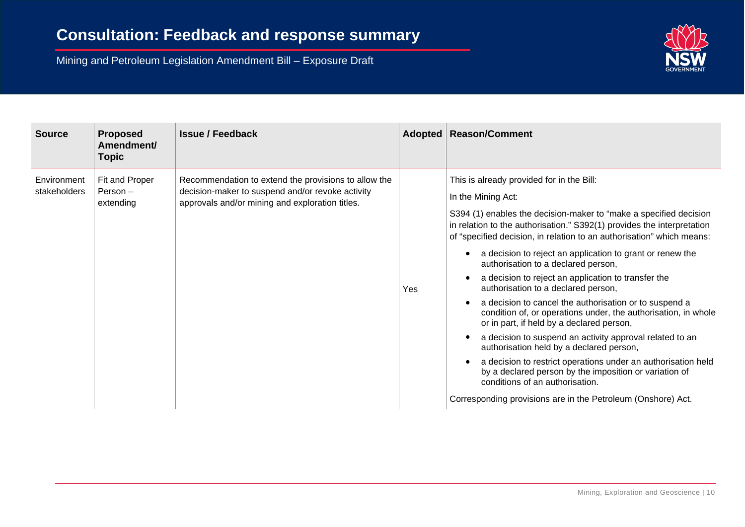| Source | Proposed Amendment/ Topic | Issue / Feedback | Adopted | Reason/Comment |
|---|---|---|---|---|
| Environment stakeholders | Fit and Proper Person – extending | Recommendation to extend the provisions to allow the decision-maker to suspend and/or revoke activity approvals and/or mining and exploration titles. | Yes | This is already provided for in the Bill:<br><br>In the Mining Act:<br><br>S394 (1) enables the decision-maker to "make a specified decision in relation to the authorisation." S392(1) provides the interpretation of "specified decision, in relation to an authorisation" which means:<br><br>• a decision to reject an application to grant or renew the authorisation to a declared person,<br>• a decision to reject an application to transfer the authorisation to a declared person,<br>• a decision to cancel the authorisation or to suspend a condition of, or operations under, the authorisation, in whole or in part, if held by a declared person,<br>• a decision to suspend an activity approval related to an authorisation held by a declared person,<br>• a decision to restrict operations under an authorisation held by a declared person by the imposition or variation of conditions of an authorisation.<br><br>Corresponding provisions are in the Petroleum (Onshore) Act. |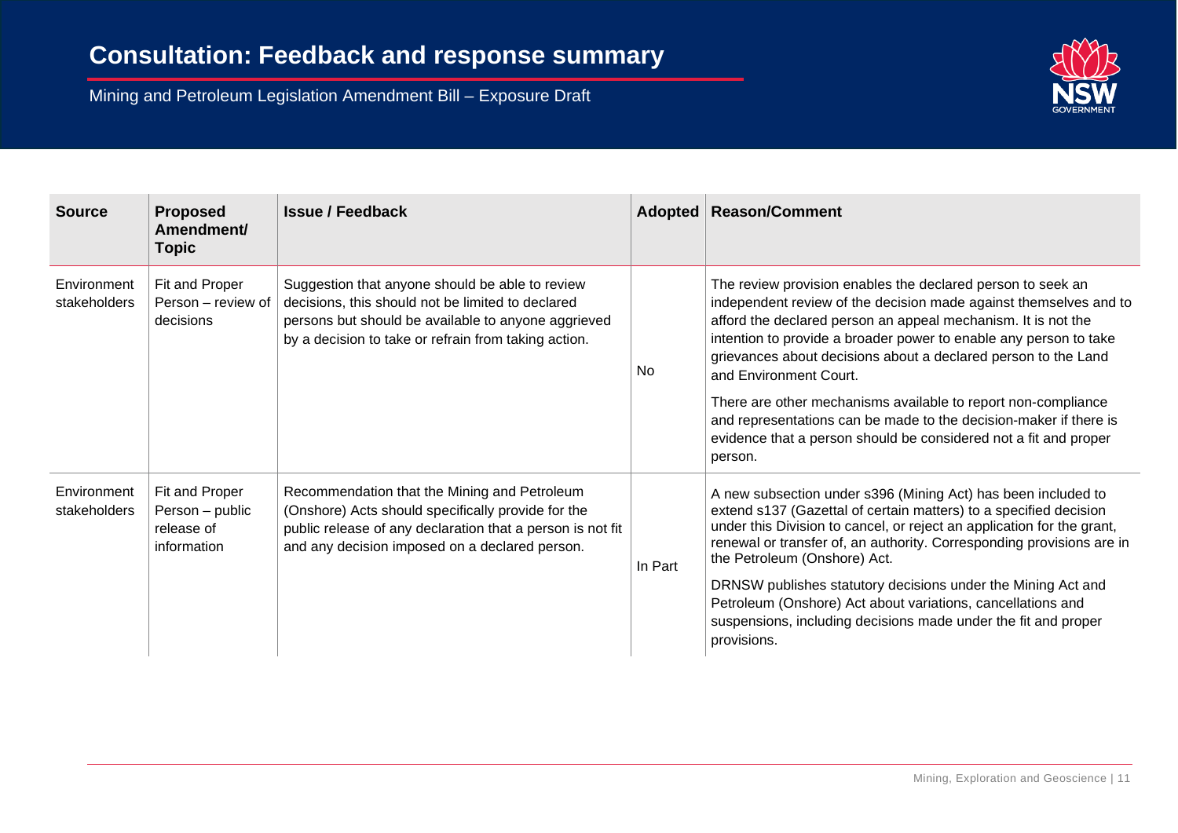# Consultation: Feedback and response summary

Mining and Petroleum Legislation Amendment Bill – Exposure Draft

| Source | Proposed Amendment/ Topic | Issue / Feedback | Adopted | Reason/Comment |
|---|---|---|---|---|
| Environment stakeholders | Fit and Proper Person – review of decisions | Suggestion that anyone should be able to review decisions, this should not be limited to declared persons but should be available to anyone aggrieved by a decision to take or refrain from taking action. | No | The review provision enables the declared person to seek an independent review of the decision made against themselves and to afford the declared person an appeal mechanism. It is not the intention to provide a broader power to enable any person to take grievances about decisions about a declared person to the Land and Environment Court.<br><br>There are other mechanisms available to report non-compliance and representations can be made to the decision-maker if there is evidence that a person should be considered not a fit and proper person. |
| Environment stakeholders | Fit and Proper Person – public release of information | Recommendation that the Mining and Petroleum (Onshore) Acts should specifically provide for the public release of any declaration that a person is not fit and any decision imposed on a declared person. | In Part | A new subsection under s396 (Mining Act) has been included to extend s137 (Gazettal of certain matters) to a specified decision under this Division to cancel, or reject an application for the grant, renewal or transfer of, an authority. Corresponding provisions are in the Petroleum (Onshore) Act.<br><br>DRNSW publishes statutory decisions under the Mining Act and Petroleum (Onshore) Act about variations, cancellations and suspensions, including decisions made under the fit and proper provisions. |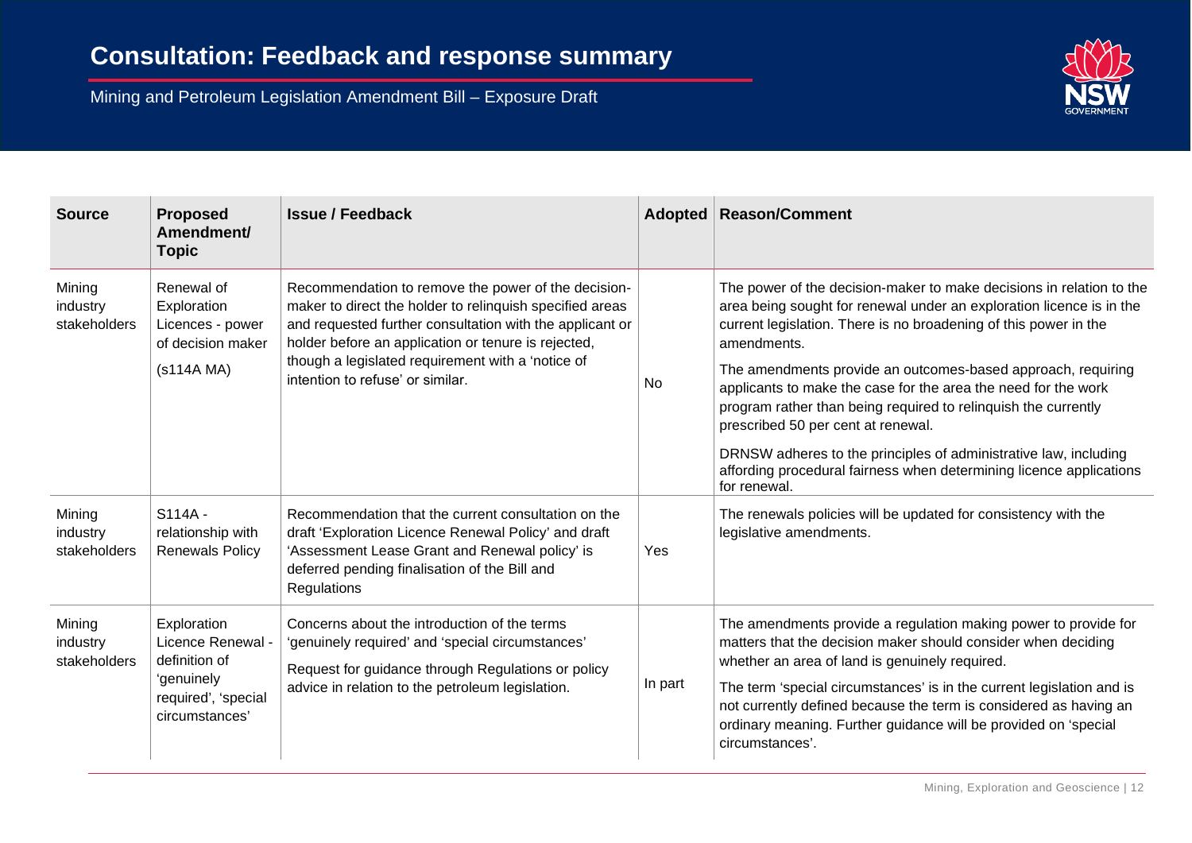# Consultation: Feedback and response summary

Mining and Petroleum Legislation Amendment Bill – Exposure Draft

| Source | Proposed Amendment/ Topic | Issue / Feedback | Adopted | Reason/Comment |
|---|---|---|---|---|
| Mining industry stakeholders | Renewal of Exploration Licences - power of decision maker<br><br>(s114A MA) | Recommendation to remove the power of the decision-maker to direct the holder to relinquish specified areas and requested further consultation with the applicant or holder before an application or tenure is rejected, though a legislated requirement with a 'notice of intention to refuse' or similar. | No | The power of the decision-maker to make decisions in relation to the area being sought for renewal under an exploration licence is in the current legislation. There is no broadening of this power in the amendments.<br><br>The amendments provide an outcomes-based approach, requiring applicants to make the case for the area the need for the work program rather than being required to relinquish the currently prescribed 50 per cent at renewal.<br><br>DRNSW adheres to the principles of administrative law, including affording procedural fairness when determining licence applications for renewal. |
| Mining industry stakeholders | S114A - relationship with Renewals Policy | Recommendation that the current consultation on the draft 'Exploration Licence Renewal Policy' and draft 'Assessment Lease Grant and Renewal policy' is deferred pending finalisation of the Bill and Regulations | Yes | The renewals policies will be updated for consistency with the legislative amendments. |
| Mining industry stakeholders | Exploration Licence Renewal - definition of 'genuinely required', 'special circumstances' | Concerns about the introduction of the terms 'genuinely required' and 'special circumstances'<br><br>Request for guidance through Regulations or policy advice in relation to the petroleum legislation. | In part | The amendments provide a regulation making power to provide for matters that the decision maker should consider when deciding whether an area of land is genuinely required.<br><br>The term 'special circumstances' is in the current legislation and is not currently defined because the term is considered as having an ordinary meaning. Further guidance will be provided on 'special circumstances'. |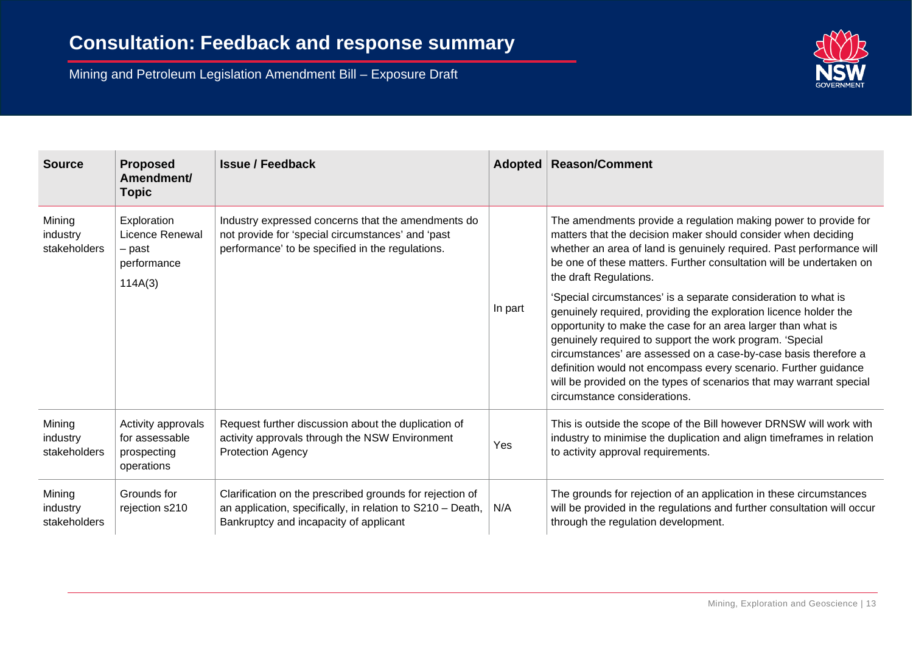# Consultation: Feedback and response summary

Mining and Petroleum Legislation Amendment Bill – Exposure Draft

| Source | Proposed Amendment/ Topic | Issue / Feedback | Adopted | Reason/Comment |
|---|---|---|---|---|
| Mining industry stakeholders | Exploration Licence Renewal – past performance<br><br>114A(3) | Industry expressed concerns that the amendments do not provide for 'special circumstances' and 'past performance' to be specified in the regulations. | In part | The amendments provide a regulation making power to provide for matters that the decision maker should consider when deciding whether an area of land is genuinely required. Past performance will be one of these matters. Further consultation will be undertaken on the draft Regulations.<br><br>'Special circumstances' is a separate consideration to what is genuinely required, providing the exploration licence holder the opportunity to make the case for an area larger than what is genuinely required to support the work program. 'Special circumstances' are assessed on a case-by-case basis therefore a definition would not encompass every scenario. Further guidance will be provided on the types of scenarios that may warrant special circumstance considerations. |
| Mining industry stakeholders | Activity approvals for assessable prospecting operations | Request further discussion about the duplication of activity approvals through the NSW Environment Protection Agency | Yes | This is outside the scope of the Bill however DRNSW will work with industry to minimise the duplication and align timeframes in relation to activity approval requirements. |
| Mining industry stakeholders | Grounds for rejection s210 | Clarification on the prescribed grounds for rejection of an application, specifically, in relation to S210 – Death, Bankruptcy and incapacity of applicant | N/A | The grounds for rejection of an application in these circumstances will be provided in the regulations and further consultation will occur through the regulation development. |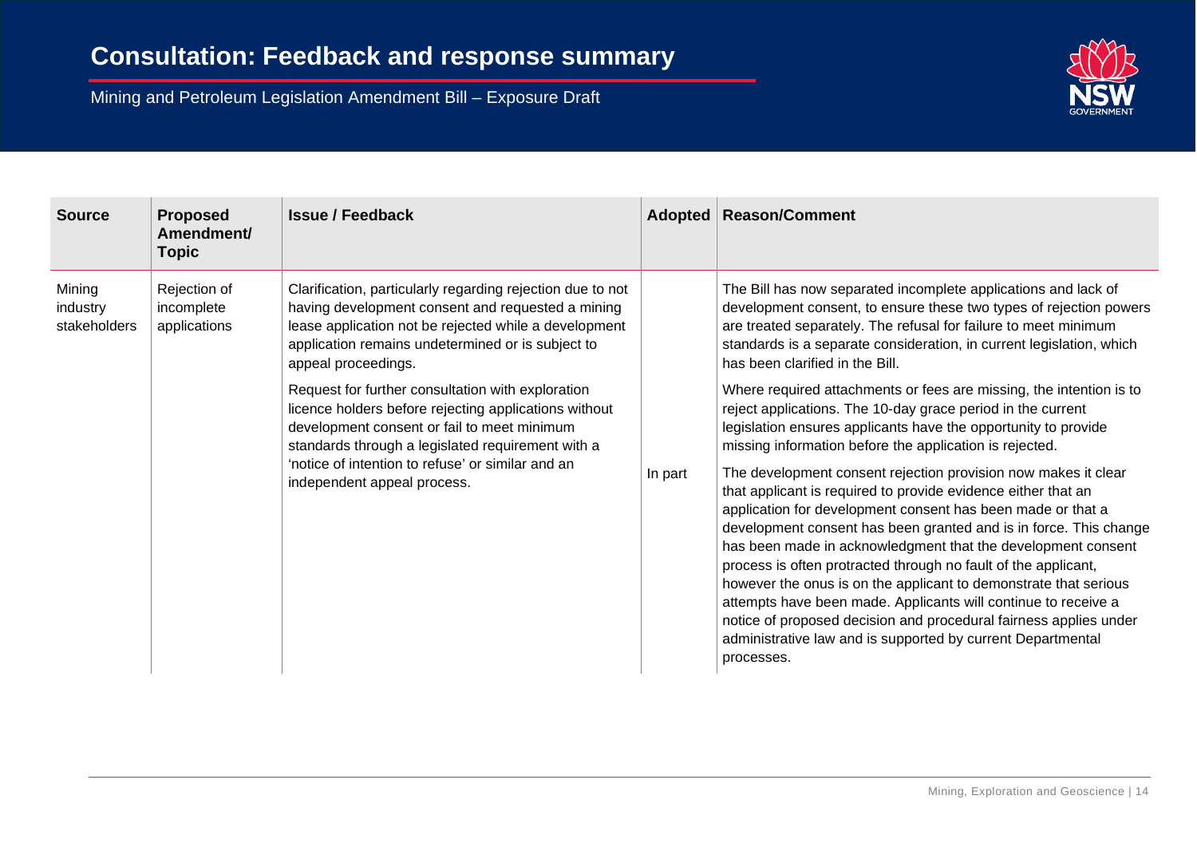# Consultation: Feedback and response summary

Mining and Petroleum Legislation Amendment Bill – Exposure Draft

| Source | Proposed Amendment/ Topic | Issue / Feedback | Adopted | Reason/Comment |
|---|---|---|---|---|
| Mining industry stakeholders | Rejection of incomplete applications | Clarification, particularly regarding rejection due to not having development consent and requested a mining lease application not be rejected while a development application remains undetermined or is subject to appeal proceedings.<br><br>Request for further consultation with exploration licence holders before rejecting applications without development consent or fail to meet minimum standards through a legislated requirement with a 'notice of intention to refuse' or similar and an independent appeal process. | In part | The Bill has now separated incomplete applications and lack of development consent, to ensure these two types of rejection powers are treated separately. The refusal for failure to meet minimum standards is a separate consideration, in current legislation, which has been clarified in the Bill.<br><br>Where required attachments or fees are missing, the intention is to reject applications. The 10-day grace period in the current legislation ensures applicants have the opportunity to provide missing information before the application is rejected.<br><br>The development consent rejection provision now makes it clear that applicant is required to provide evidence either that an application for development consent has been made or that a development consent has been granted and is in force. This change has been made in acknowledgment that the development consent process is often protracted through no fault of the applicant, however the onus is on the applicant to demonstrate that serious attempts have been made. Applicants will continue to receive a notice of proposed decision and procedural fairness applies under administrative law and is supported by current Departmental processes. |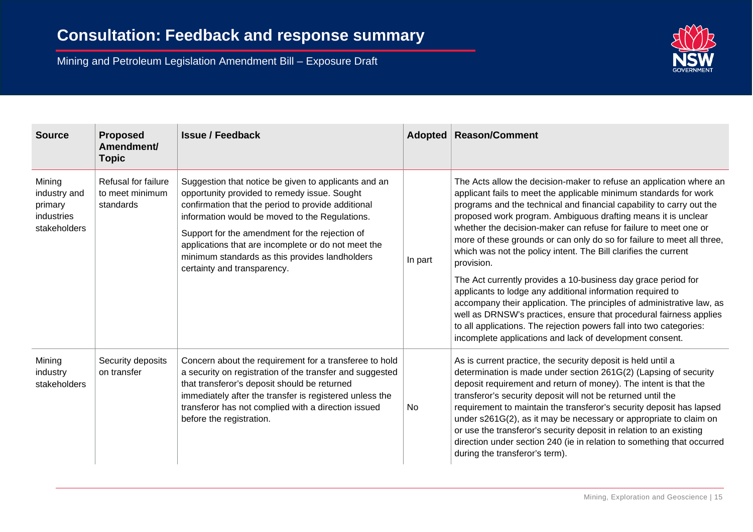# Consultation: Feedback and response summary

Mining and Petroleum Legislation Amendment Bill – Exposure Draft

| Source | Proposed Amendment/ Topic | Issue / Feedback | Adopted | Reason/Comment |
|---|---|---|---|---|
| Mining industry and primary industries stakeholders | Refusal for failure to meet minimum standards | Suggestion that notice be given to applicants and an opportunity provided to remedy issue. Sought confirmation that the period to provide additional information would be moved to the Regulations.<br><br>Support for the amendment for the rejection of applications that are incomplete or do not meet the minimum standards as this provides landholders certainty and transparency. | In part | The Acts allow the decision-maker to refuse an application where an applicant fails to meet the applicable minimum standards for work programs and the technical and financial capability to carry out the proposed work program. Ambiguous drafting means it is unclear whether the decision-maker can refuse for failure to meet one or more of these grounds or can only do so for failure to meet all three, which was not the policy intent. The Bill clarifies the current provision.<br><br>The Act currently provides a 10-business day grace period for applicants to lodge any additional information required to accompany their application. The principles of administrative law, as well as DRNSW's practices, ensure that procedural fairness applies to all applications. The rejection powers fall into two categories: incomplete applications and lack of development consent. |
| Mining industry stakeholders | Security deposits on transfer | Concern about the requirement for a transferee to hold a security on registration of the transfer and suggested that transferor's deposit should be returned immediately after the transfer is registered unless the transferor has not complied with a direction issued before the registration. | No | As is current practice, the security deposit is held until a determination is made under section 261G(2) (Lapsing of security deposit requirement and return of money). The intent is that the transferor's security deposit will not be returned until the requirement to maintain the transferor's security deposit has lapsed under s261G(2), as it may be necessary or appropriate to claim on or use the transferor's security deposit in relation to an existing direction under section 240 (ie in relation to something that occurred during the transferor's term). |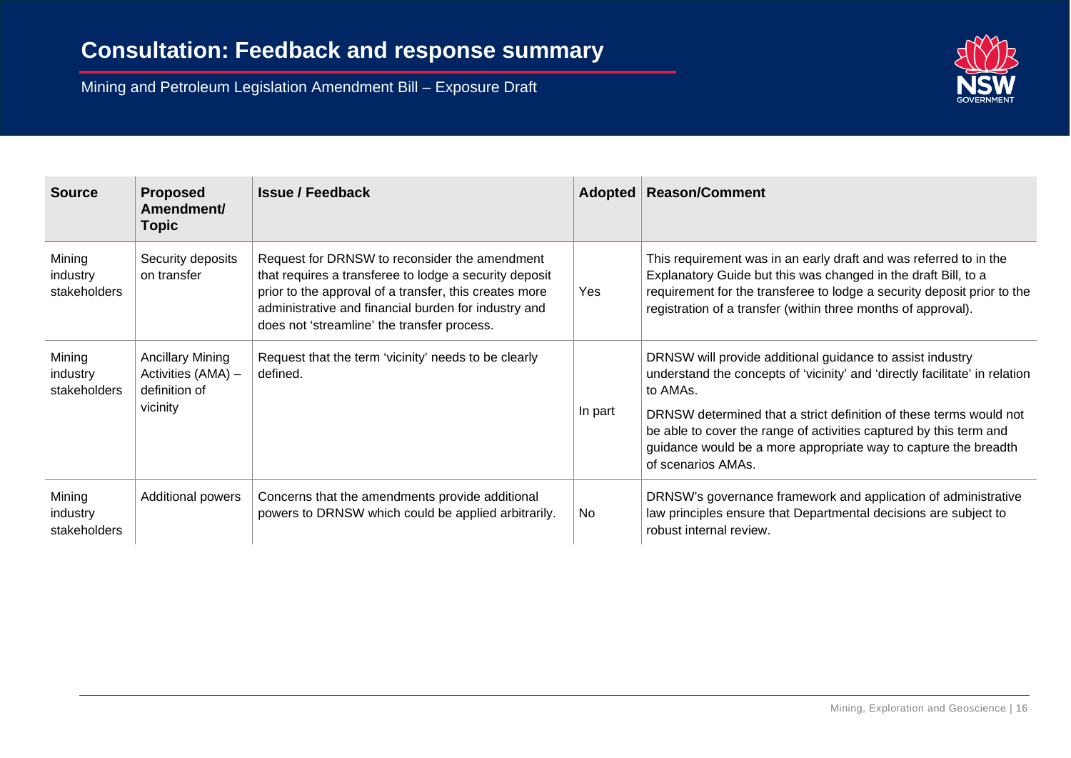# Consultation: Feedback and response summary

Mining and Petroleum Legislation Amendment Bill – Exposure Draft

| Source | Proposed Amendment/ Topic | Issue / Feedback | Adopted | Reason/Comment |
|---|---|---|---|---|
| Mining industry stakeholders | Security deposits on transfer | Request for DRNSW to reconsider the amendment that requires a transferee to lodge a security deposit prior to the approval of a transfer, this creates more administrative and financial burden for industry and does not 'streamline' the transfer process. | Yes | This requirement was in an early draft and was referred to in the Explanatory Guide but this was changed in the draft Bill, to a requirement for the transferee to lodge a security deposit prior to the registration of a transfer (within three months of approval). |
| Mining industry stakeholders | Ancillary Mining Activities (AMA) – definition of vicinity | Request that the term 'vicinity' needs to be clearly defined. | In part | DRNSW will provide additional guidance to assist industry understand the concepts of 'vicinity' and 'directly facilitate' in relation to AMAs.<br><br>DRNSW determined that a strict definition of these terms would not be able to cover the range of activities captured by this term and guidance would be a more appropriate way to capture the breadth of scenarios AMAs. |
| Mining industry stakeholders | Additional powers | Concerns that the amendments provide additional powers to DRNSW which could be applied arbitrarily. | No | DRNSW's governance framework and application of administrative law principles ensure that Departmental decisions are subject to robust internal review. |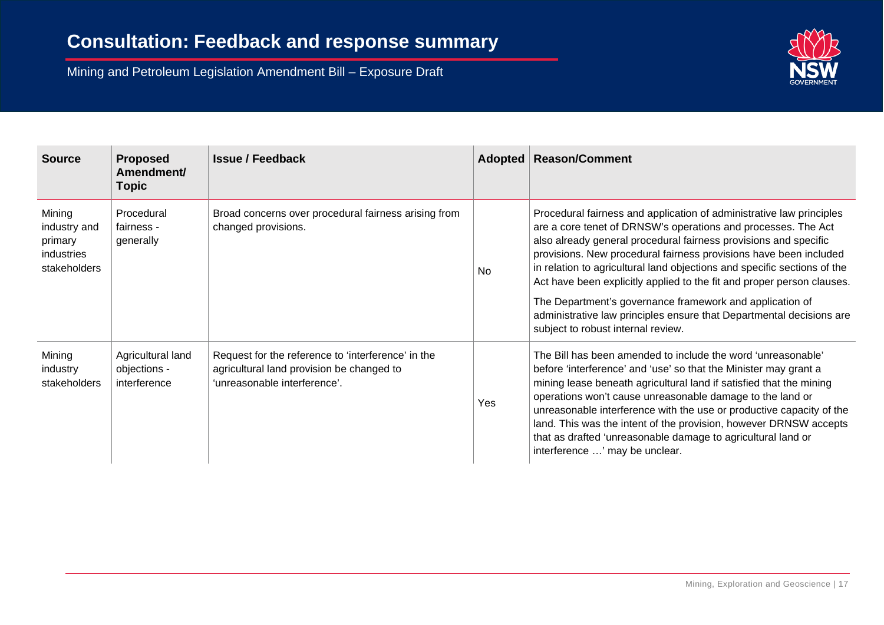# Consultation: Feedback and response summary

Mining and Petroleum Legislation Amendment Bill – Exposure Draft

| Source | Proposed Amendment/ Topic | Issue / Feedback | Adopted | Reason/Comment |
| --- | --- | --- | --- | --- |
| Mining industry and primary industries stakeholders | Procedural fairness - generally | Broad concerns over procedural fairness arising from changed provisions. | No | Procedural fairness and application of administrative law principles are a core tenet of DRNSW's operations and processes. The Act also already general procedural fairness provisions and specific provisions. New procedural fairness provisions have been included in relation to agricultural land objections and specific sections of the Act have been explicitly applied to the fit and proper person clauses.<br><br>The Department's governance framework and application of administrative law principles ensure that Departmental decisions are subject to robust internal review. |
| Mining industry stakeholders | Agricultural land objections - interference | Request for the reference to 'interference' in the agricultural land provision be changed to 'unreasonable interference'. | Yes | The Bill has been amended to include the word 'unreasonable' before 'interference' and 'use' so that the Minister may grant a mining lease beneath agricultural land if satisfied that the mining operations won't cause unreasonable damage to the land or unreasonable interference with the use or productive capacity of the land. This was the intent of the provision, however DRNSW accepts that as drafted 'unreasonable damage to agricultural land or interference …' may be unclear. |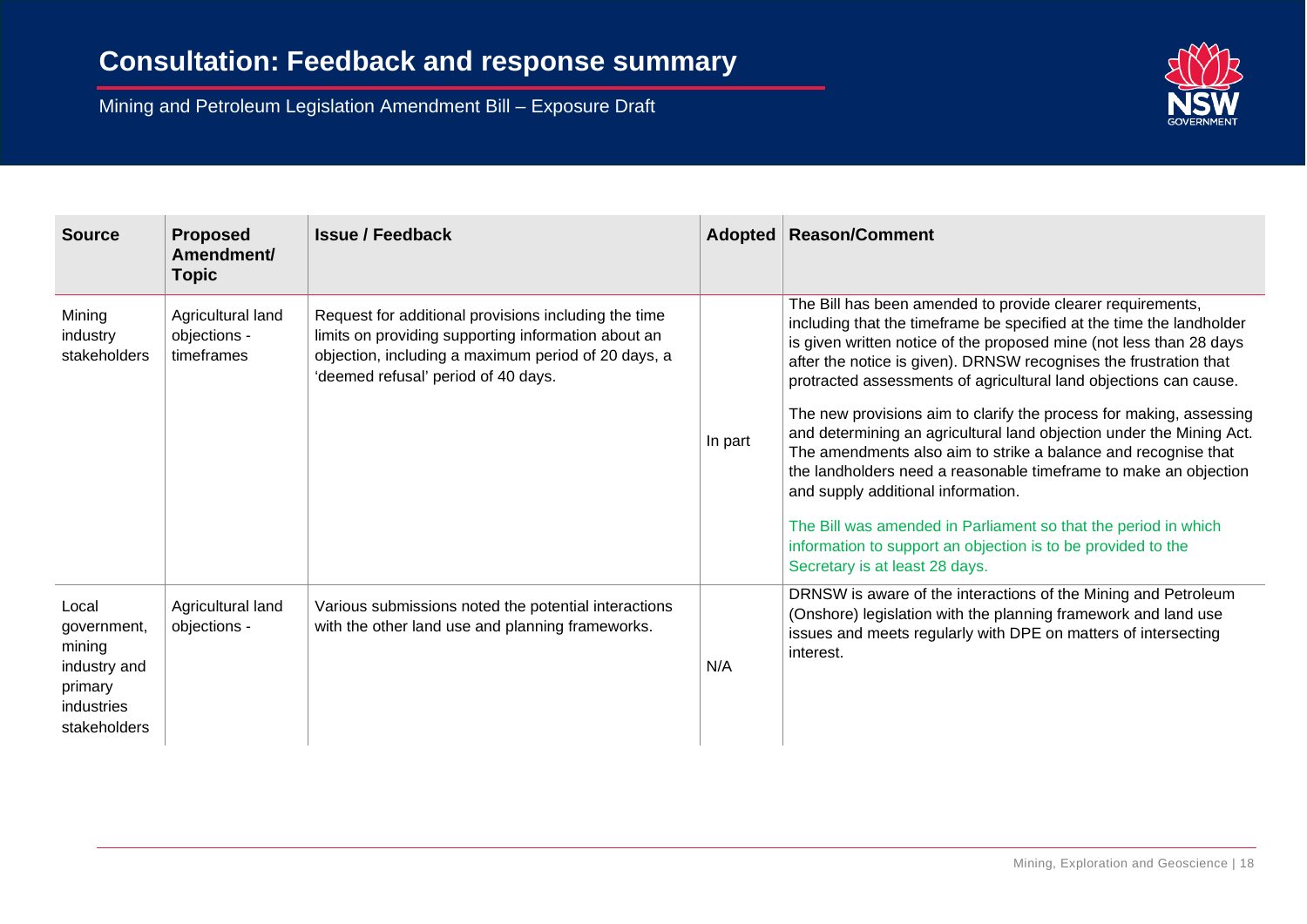# Consultation: Feedback and response summary

Mining and Petroleum Legislation Amendment Bill – Exposure Draft

| Source | Proposed Amendment/ Topic | Issue / Feedback | Adopted | Reason/Comment |
|---|---|---|---|---|
| Mining industry stakeholders | Agricultural land objections - timeframes | Request for additional provisions including the time limits on providing supporting information about an objection, including a maximum period of 20 days, a 'deemed refusal' period of 40 days. | In part | The Bill has been amended to provide clearer requirements, including that the timeframe be specified at the time the landholder is given written notice of the proposed mine (not less than 28 days after the notice is given). DRNSW recognises the frustration that protracted assessments of agricultural land objections can cause.<br><br>The new provisions aim to clarify the process for making, assessing and determining an agricultural land objection under the Mining Act. The amendments also aim to strike a balance and recognise that the landholders need a reasonable timeframe to make an objection and supply additional information.<br><br>The Bill was amended in Parliament so that the period in which information to support an objection is to be provided to the Secretary is at least 28 days. |
| Local government, mining industry and primary industries stakeholders | Agricultural land objections - | Various submissions noted the potential interactions with the other land use and planning frameworks. | N/A | DRNSW is aware of the interactions of the Mining and Petroleum (Onshore) legislation with the planning framework and land use issues and meets regularly with DPE on matters of intersecting interest. |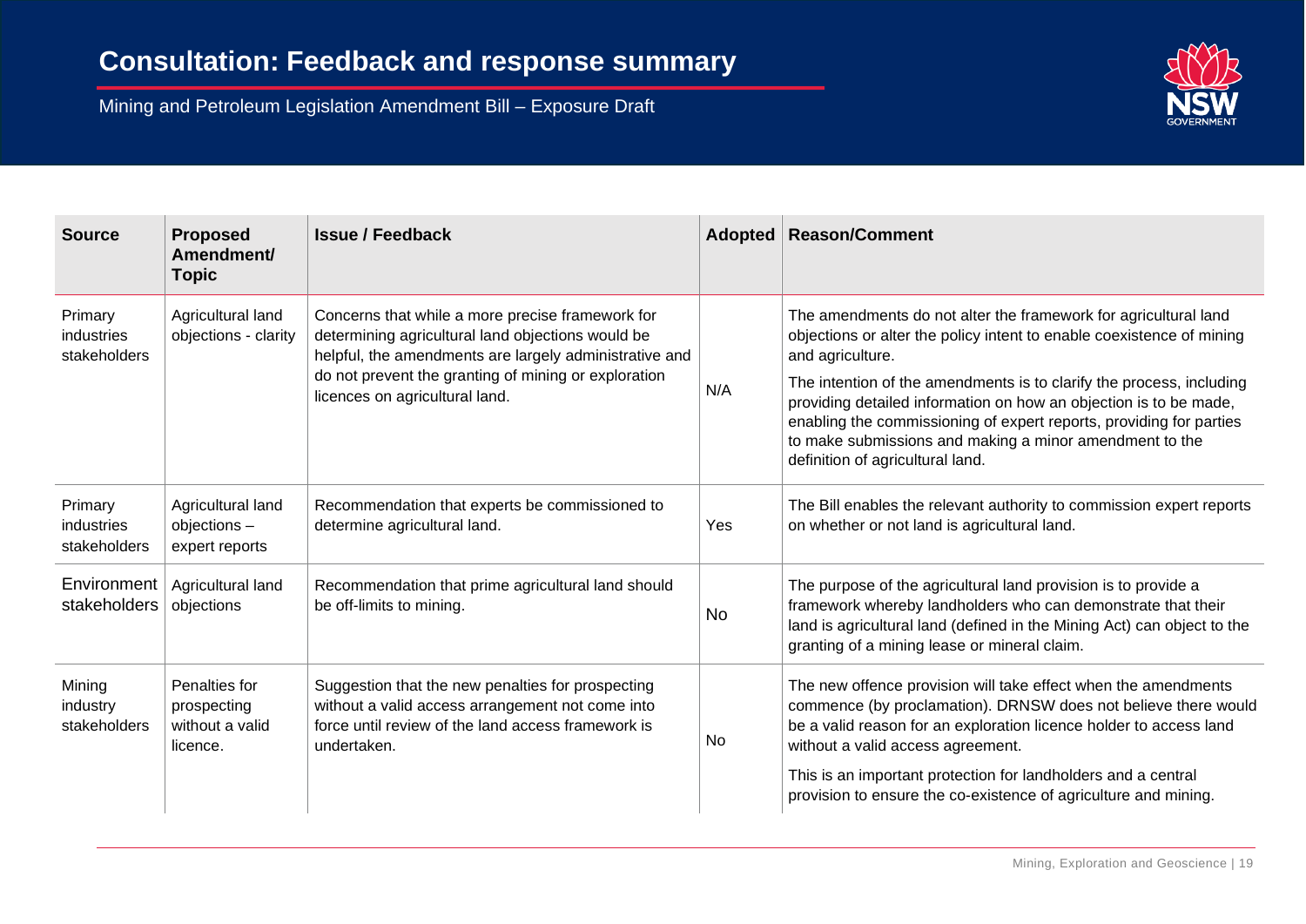# Consultation: Feedback and response summary

Mining and Petroleum Legislation Amendment Bill – Exposure Draft

| Source | Proposed Amendment/ Topic | Issue / Feedback | Adopted | Reason/Comment |
|---|---|---|---|---|
| Primary industries stakeholders | Agricultural land objections - clarity | Concerns that while a more precise framework for determining agricultural land objections would be helpful, the amendments are largely administrative and do not prevent the granting of mining or exploration licences on agricultural land. | N/A | The amendments do not alter the framework for agricultural land objections or alter the policy intent to enable coexistence of mining and agriculture. The intention of the amendments is to clarify the process, including providing detailed information on how an objection is to be made, enabling the commissioning of expert reports, providing for parties to make submissions and making a minor amendment to the definition of agricultural land. |
| Primary industries stakeholders | Agricultural land objections – expert reports | Recommendation that experts be commissioned to determine agricultural land. | Yes | The Bill enables the relevant authority to commission expert reports on whether or not land is agricultural land. |
| Environment stakeholders | Agricultural land objections | Recommendation that prime agricultural land should be off-limits to mining. | No | The purpose of the agricultural land provision is to provide a framework whereby landholders who can demonstrate that their land is agricultural land (defined in the Mining Act) can object to the granting of a mining lease or mineral claim. |
| Mining industry stakeholders | Penalties for prospecting without a valid licence. | Suggestion that the new penalties for prospecting without a valid access arrangement not come into force until review of the land access framework is undertaken. | No | The new offence provision will take effect when the amendments commence (by proclamation). DRNSW does not believe there would be a valid reason for an exploration licence holder to access land without a valid access agreement. This is an important protection for landholders and a central provision to ensure the co-existence of agriculture and mining. |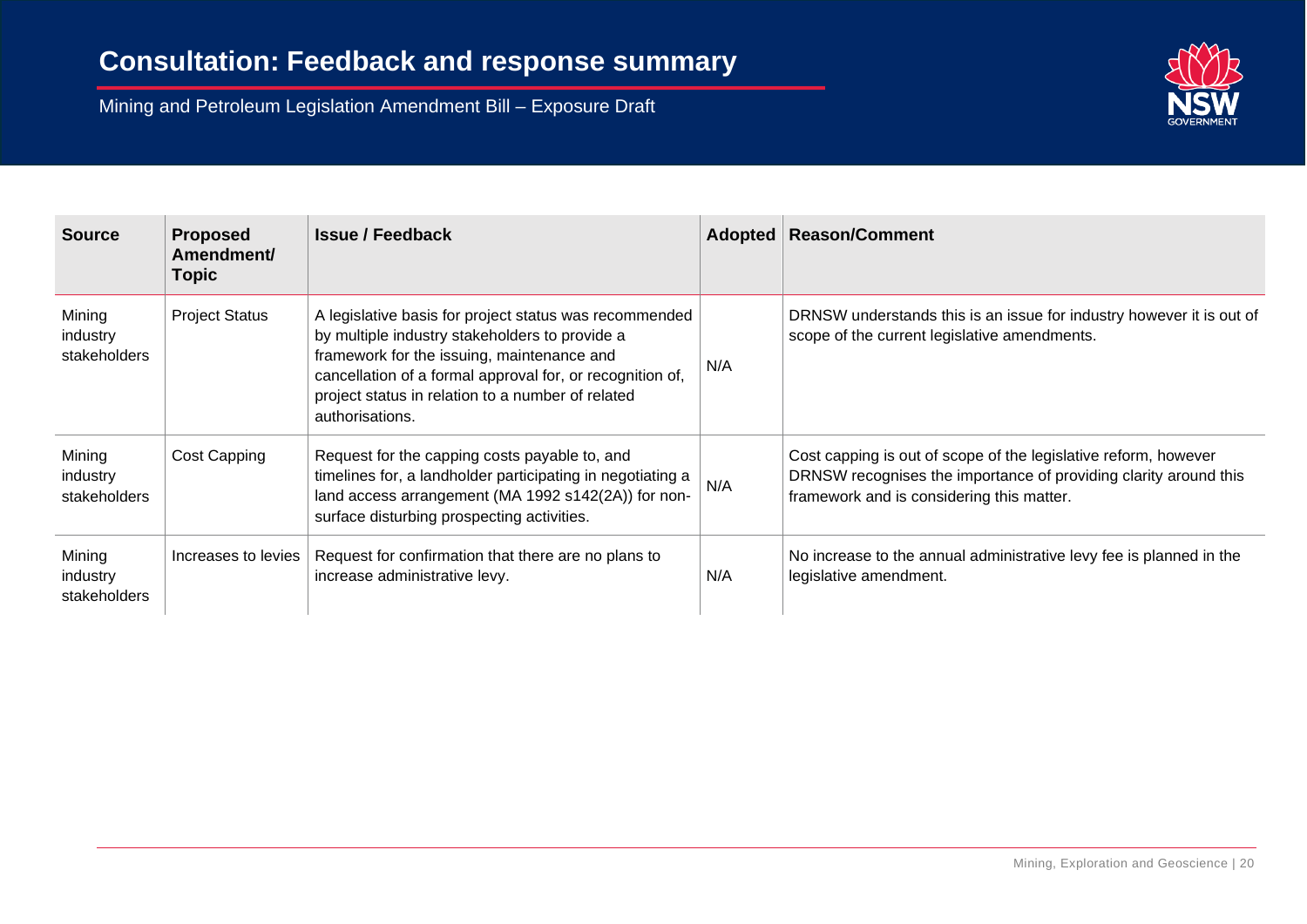# Consultation: Feedback and response summary

Mining and Petroleum Legislation Amendment Bill – Exposure Draft

| Source | Proposed Amendment/ Topic | Issue / Feedback | Adopted | Reason/Comment |
|---|---|---|---|---|
| Mining industry stakeholders | Project Status | A legislative basis for project status was recommended by multiple industry stakeholders to provide a framework for the issuing, maintenance and cancellation of a formal approval for, or recognition of, project status in relation to a number of related authorisations. | N/A | DRNSW understands this is an issue for industry however it is out of scope of the current legislative amendments. |
| Mining industry stakeholders | Cost Capping | Request for the capping costs payable to, and timelines for, a landholder participating in negotiating a land access arrangement (MA 1992 s142(2A)) for non-surface disturbing prospecting activities. | N/A | Cost capping is out of scope of the legislative reform, however DRNSW recognises the importance of providing clarity around this framework and is considering this matter. |
| Mining industry stakeholders | Increases to levies | Request for confirmation that there are no plans to increase administrative levy. | N/A | No increase to the annual administrative levy fee is planned in the legislative amendment. |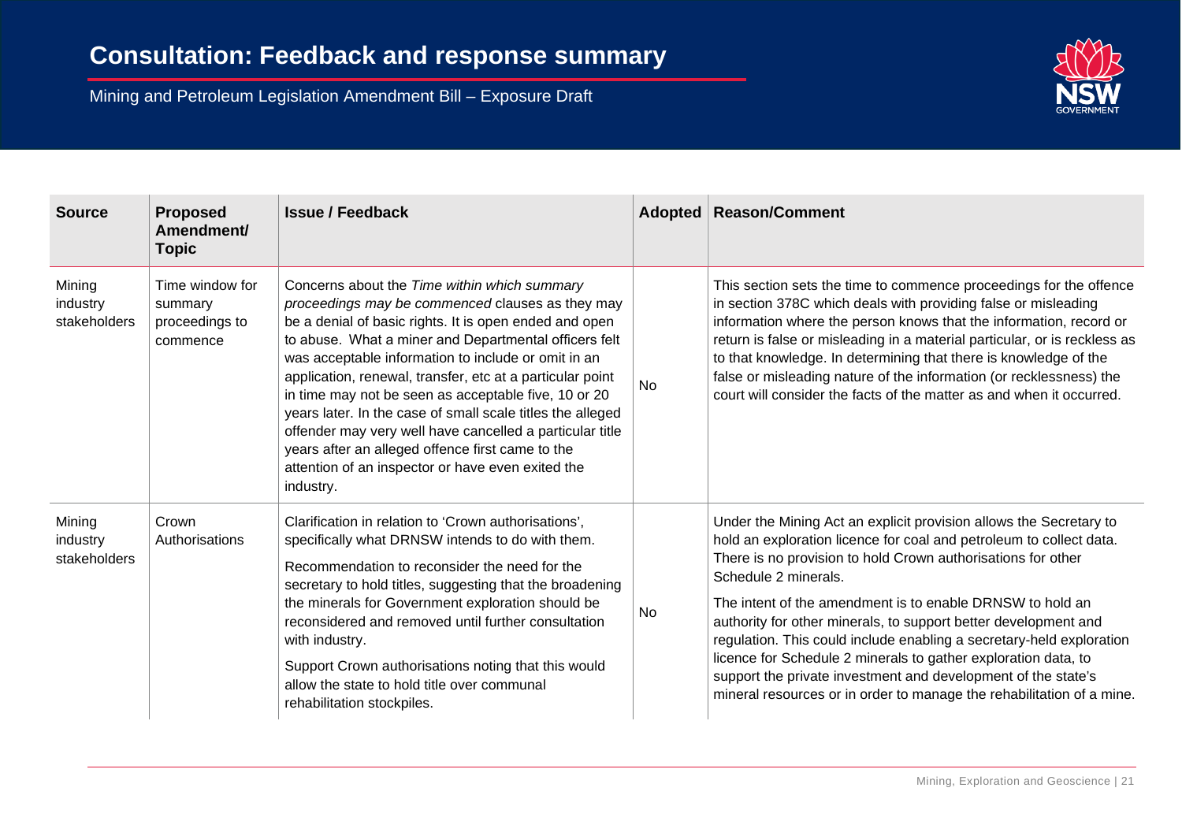# Consultation: Feedback and response summary

Mining and Petroleum Legislation Amendment Bill – Exposure Draft

| Source | Proposed Amendment/ Topic | Issue / Feedback | Adopted | Reason/Comment |
|---|---|---|---|---|
| Mining industry stakeholders | Time window for summary proceedings to commence | Concerns about the *Time within which summary proceedings may be commenced* clauses as they may be a denial of basic rights. It is open ended and open to abuse. What a miner and Departmental officers felt was acceptable information to include or omit in an application, renewal, transfer, etc at a particular point in time may not be seen as acceptable five, 10 or 20 years later. In the case of small scale titles the alleged offender may very well have cancelled a particular title years after an alleged offence first came to the attention of an inspector or have even exited the industry. | No | This section sets the time to commence proceedings for the offence in section 378C which deals with providing false or misleading information where the person knows that the information, record or return is false or misleading in a material particular, or is reckless as to that knowledge. In determining that there is knowledge of the false or misleading nature of the information (or recklessness) the court will consider the facts of the matter as and when it occurred. |
| Mining industry stakeholders | Crown Authorisations | Clarification in relation to 'Crown authorisations', specifically what DRNSW intends to do with them.<br><br>Recommendation to reconsider the need for the secretary to hold titles, suggesting that the broadening the minerals for Government exploration should be reconsidered and removed until further consultation with industry.<br><br>Support Crown authorisations noting that this would allow the state to hold title over communal rehabilitation stockpiles. | No | Under the Mining Act an explicit provision allows the Secretary to hold an exploration licence for coal and petroleum to collect data. There is no provision to hold Crown authorisations for other Schedule 2 minerals.<br><br>The intent of the amendment is to enable DRNSW to hold an authority for other minerals, to support better development and regulation. This could include enabling a secretary-held exploration licence for Schedule 2 minerals to gather exploration data, to support the private investment and development of the state's mineral resources or in order to manage the rehabilitation of a mine. |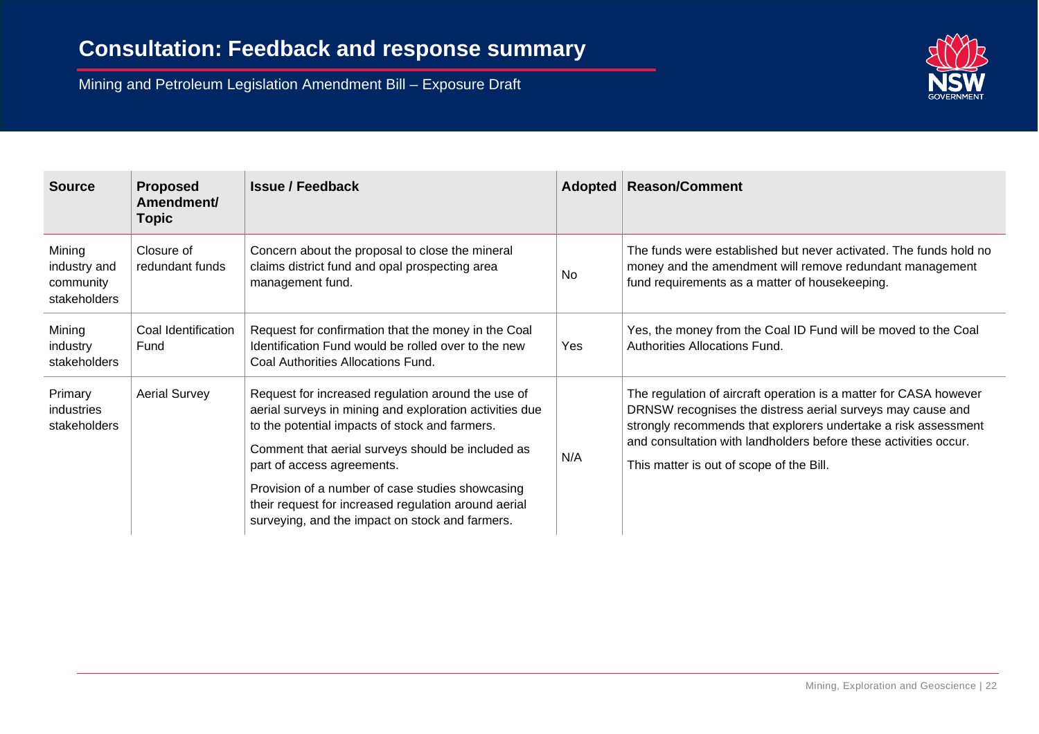# Consultation: Feedback and response summary

Mining and Petroleum Legislation Amendment Bill – Exposure Draft

| Source | Proposed Amendment/ Topic | Issue / Feedback | Adopted | Reason/Comment |
|---|---|---|---|---|
| Mining industry and community stakeholders | Closure of redundant funds | Concern about the proposal to close the mineral claims district fund and opal prospecting area management fund. | No | The funds were established but never activated. The funds hold no money and the amendment will remove redundant management fund requirements as a matter of housekeeping. |
| Mining industry stakeholders | Coal Identification Fund | Request for confirmation that the money in the Coal Identification Fund would be rolled over to the new Coal Authorities Allocations Fund. | Yes | Yes, the money from the Coal ID Fund will be moved to the Coal Authorities Allocations Fund. |
| Primary industries stakeholders | Aerial Survey | Request for increased regulation around the use of aerial surveys in mining and exploration activities due to the potential impacts of stock and farmers.<br><br>Comment that aerial surveys should be included as part of access agreements.<br><br>Provision of a number of case studies showcasing their request for increased regulation around aerial surveying, and the impact on stock and farmers. | N/A | The regulation of aircraft operation is a matter for CASA however DRNSW recognises the distress aerial surveys may cause and strongly recommends that explorers undertake a risk assessment and consultation with landholders before these activities occur.<br><br>This matter is out of scope of the Bill. |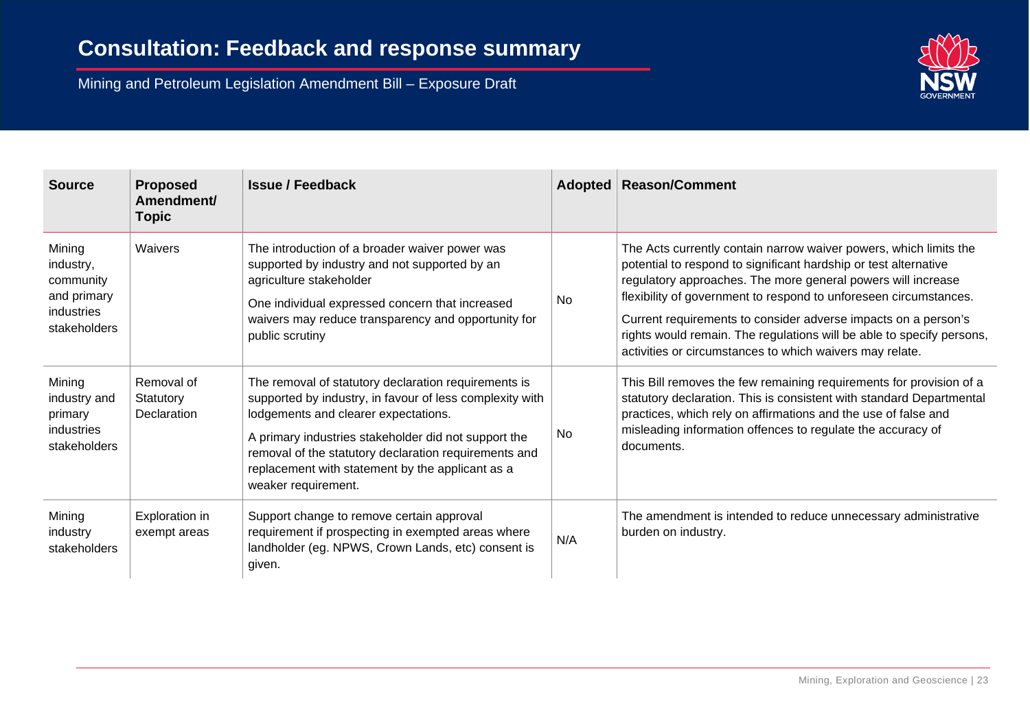# Consultation: Feedback and response summary

Mining and Petroleum Legislation Amendment Bill – Exposure Draft

| Source | Proposed Amendment/ Topic | Issue / Feedback | Adopted | Reason/Comment |
|---|---|---|---|---|
| Mining industry, community and primary industries stakeholders | Waivers | The introduction of a broader waiver power was supported by industry and not supported by an agriculture stakeholder<br><br>One individual expressed concern that increased waivers may reduce transparency and opportunity for public scrutiny | No | The Acts currently contain narrow waiver powers, which limits the potential to respond to significant hardship or test alternative regulatory approaches. The more general powers will increase flexibility of government to respond to unforeseen circumstances.<br><br>Current requirements to consider adverse impacts on a person's rights would remain. The regulations will be able to specify persons, activities or circumstances to which waivers may relate. |
| Mining industry and primary industries stakeholders | Removal of Statutory Declaration | The removal of statutory declaration requirements is supported by industry, in favour of less complexity with lodgements and clearer expectations.<br><br>A primary industries stakeholder did not support the removal of the statutory declaration requirements and replacement with statement by the applicant as a weaker requirement. | No | This Bill removes the few remaining requirements for provision of a statutory declaration. This is consistent with standard Departmental practices, which rely on affirmations and the use of false and misleading information offences to regulate the accuracy of documents. |
| Mining industry stakeholders | Exploration in exempt areas | Support change to remove certain approval requirement if prospecting in exempted areas where landholder (eg. NPWS, Crown Lands, etc) consent is given. | N/A | The amendment is intended to reduce unnecessary administrative burden on industry. |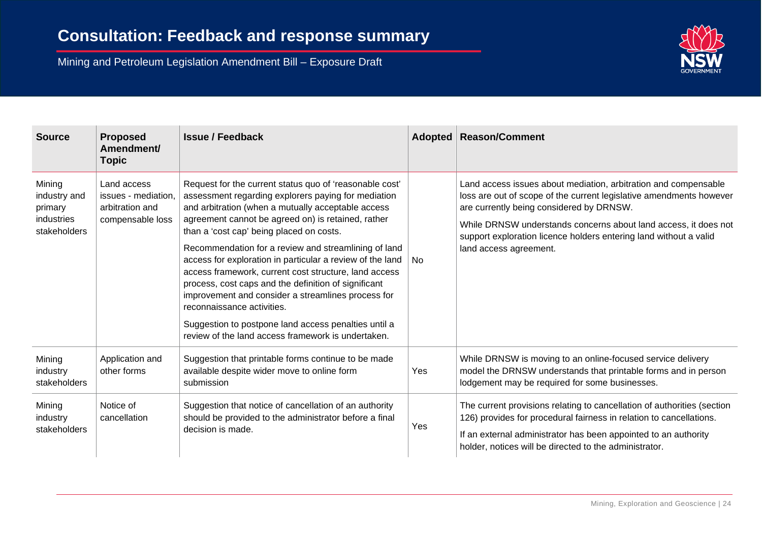# Consultation: Feedback and response summary

Mining and Petroleum Legislation Amendment Bill – Exposure Draft

| Source | Proposed Amendment/ Topic | Issue / Feedback | Adopted | Reason/Comment |
|---|---|---|---|---|
| Mining industry and primary industries stakeholders | Land access issues - mediation, arbitration and compensable loss | Request for the current status quo of 'reasonable cost' assessment regarding explorers paying for mediation and arbitration (when a mutually acceptable access agreement cannot be agreed on) is retained, rather than a 'cost cap' being placed on costs.<br><br>Recommendation for a review and streamlining of land access for exploration in particular a review of the land access framework, current cost structure, land access process, cost caps and the definition of significant improvement and consider a streamlines process for reconnaissance activities.<br><br>Suggestion to postpone land access penalties until a review of the land access framework is undertaken. | No | Land access issues about mediation, arbitration and compensable loss are out of scope of the current legislative amendments however are currently being considered by DRNSW.<br><br>While DRNSW understands concerns about land access, it does not support exploration licence holders entering land without a valid land access agreement. |
| Mining industry stakeholders | Application and other forms | Suggestion that printable forms continue to be made available despite wider move to online form submission | Yes | While DRNSW is moving to an online-focused service delivery model the DRNSW understands that printable forms and in person lodgement may be required for some businesses. |
| Mining industry stakeholders | Notice of cancellation | Suggestion that notice of cancellation of an authority should be provided to the administrator before a final decision is made. | Yes | The current provisions relating to cancellation of authorities (section 126) provides for procedural fairness in relation to cancellations.<br><br>If an external administrator has been appointed to an authority holder, notices will be directed to the administrator. |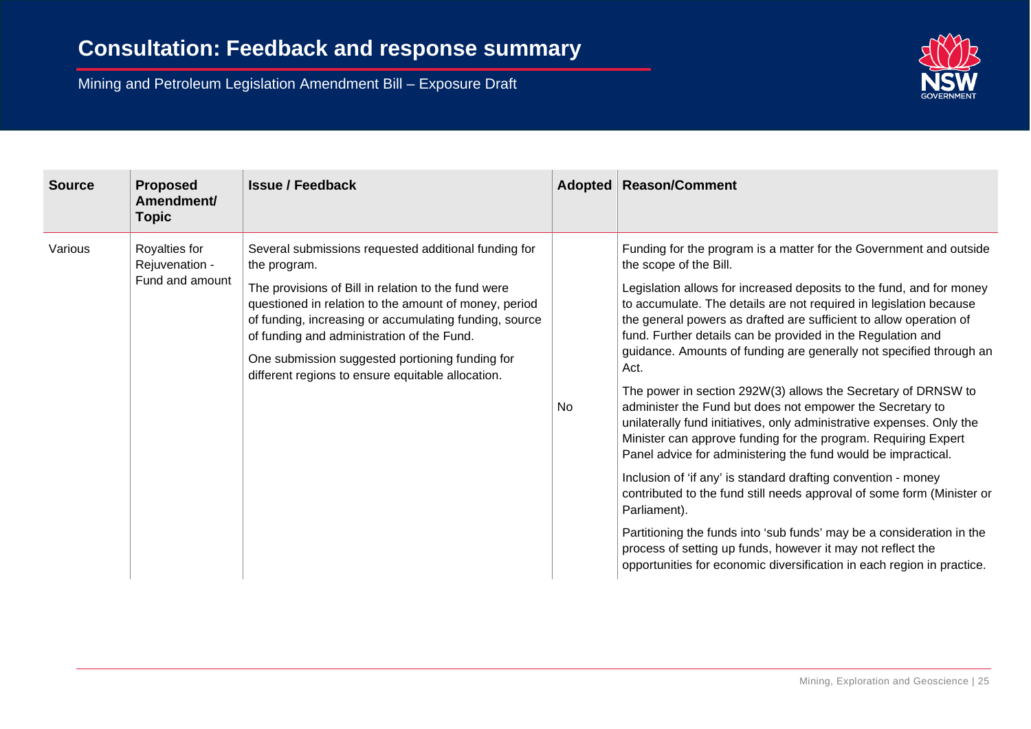| Source | Proposed Amendment/ Topic | Issue / Feedback | Adopted | Reason/Comment |
|---|---|---|---|---|
| Various | Royalties for Rejuvenation - Fund and amount | Several submissions requested additional funding for the program.<br><br>The provisions of Bill in relation to the fund were questioned in relation to the amount of money, period of funding, increasing or accumulating funding, source of funding and administration of the Fund.<br><br>One submission suggested portioning funding for different regions to ensure equitable allocation. | No | Funding for the program is a matter for the Government and outside the scope of the Bill.<br><br>Legislation allows for increased deposits to the fund, and for money to accumulate. The details are not required in legislation because the general powers as drafted are sufficient to allow operation of fund. Further details can be provided in the Regulation and guidance. Amounts of funding are generally not specified through an Act.<br><br>The power in section 292W(3) allows the Secretary of DRNSW to administer the Fund but does not empower the Secretary to unilaterally fund initiatives, only administrative expenses. Only the Minister can approve funding for the program. Requiring Expert Panel advice for administering the fund would be impractical.<br><br>Inclusion of 'if any' is standard drafting convention - money contributed to the fund still needs approval of some form (Minister or Parliament).<br><br>Partitioning the funds into 'sub funds' may be a consideration in the process of setting up funds, however it may not reflect the opportunities for economic diversification in each region in practice. |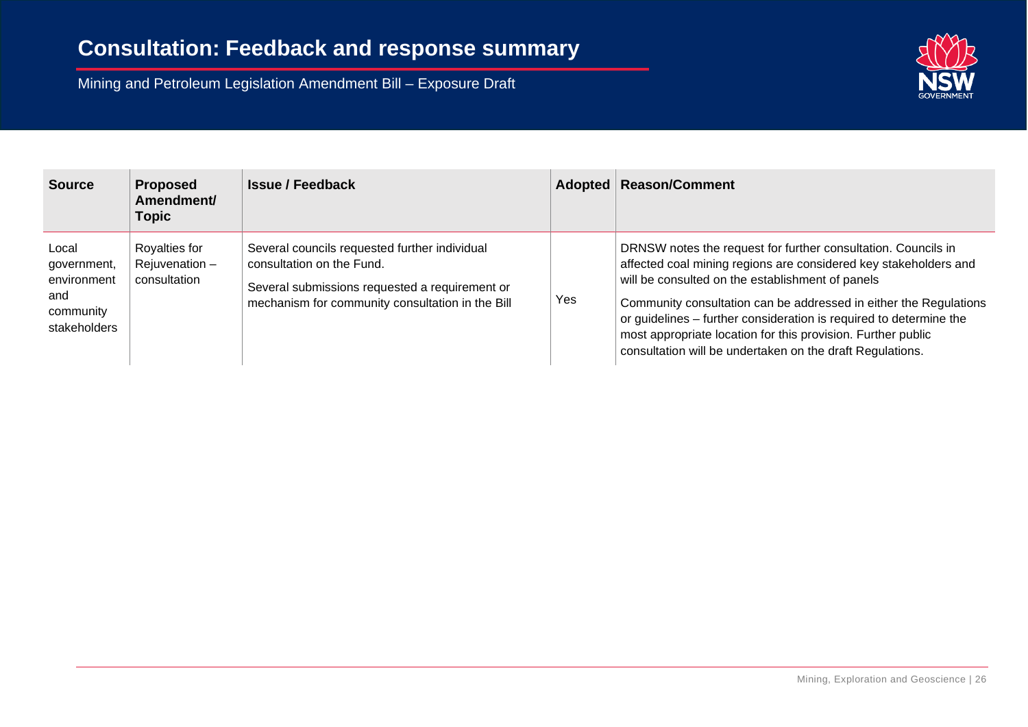# Consultation: Feedback and response summary

Mining and Petroleum Legislation Amendment Bill – Exposure Draft

| Source | Proposed Amendment/ Topic | Issue / Feedback | Adopted | Reason/Comment |
|---|---|---|---|---|
| Local government, environment and community stakeholders | Royalties for Rejuvenation – consultation | Several councils requested further individual consultation on the Fund.<br><br>Several submissions requested a requirement or mechanism for community consultation in the Bill | Yes | DRNSW notes the request for further consultation. Councils in affected coal mining regions are considered key stakeholders and will be consulted on the establishment of panels<br><br>Community consultation can be addressed in either the Regulations or guidelines – further consideration is required to determine the most appropriate location for this provision. Further public consultation will be undertaken on the draft Regulations. |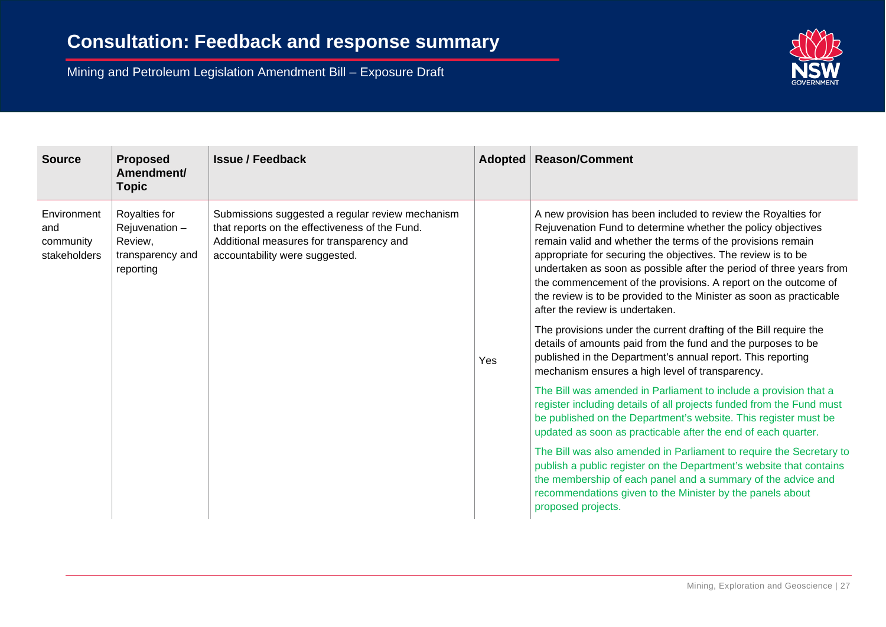# Consultation: Feedback and response summary

Mining and Petroleum Legislation Amendment Bill – Exposure Draft

| Source | Proposed Amendment/ Topic | Issue / Feedback | Adopted | Reason/Comment |
| --- | --- | --- | --- | --- |
| Environment and community stakeholders | Royalties for Rejuvenation – Review, transparency and reporting | Submissions suggested a regular review mechanism that reports on the effectiveness of the Fund. Additional measures for transparency and accountability were suggested. | Yes | A new provision has been included to review the Royalties for Rejuvenation Fund to determine whether the policy objectives remain valid and whether the terms of the provisions remain appropriate for securing the objectives. The review is to be undertaken as soon as possible after the period of three years from the commencement of the provisions. A report on the outcome of the review is to be provided to the Minister as soon as practicable after the review is undertaken.<br><br>The provisions under the current drafting of the Bill require the details of amounts paid from the fund and the purposes to be published in the Department's annual report. This reporting mechanism ensures a high level of transparency.<br><br>The Bill was amended in Parliament to include a provision that a register including details of all projects funded from the Fund must be published on the Department's website. This register must be updated as soon as practicable after the end of each quarter.<br><br>The Bill was also amended in Parliament to require the Secretary to publish a public register on the Department's website that contains the membership of each panel and a summary of the advice and recommendations given to the Minister by the panels about proposed projects. |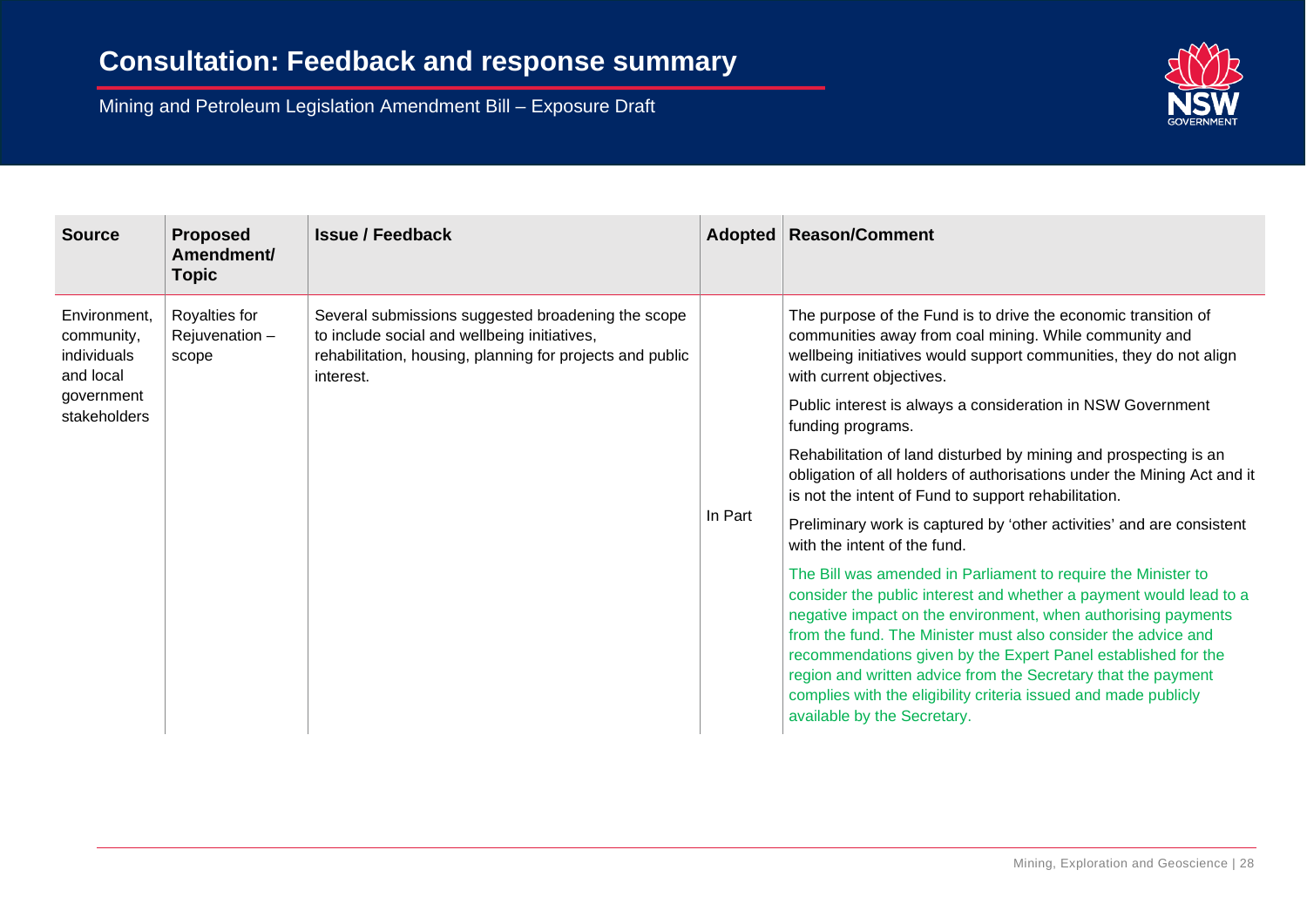# Consultation: Feedback and response summary

Mining and Petroleum Legislation Amendment Bill – Exposure Draft

| Source | Proposed Amendment/ Topic | Issue / Feedback | Adopted | Reason/Comment |
|---|---|---|---|---|
| Environment, community, individuals and local government stakeholders | Royalties for Rejuvenation – scope | Several submissions suggested broadening the scope to include social and wellbeing initiatives, rehabilitation, housing, planning for projects and public interest. | In Part | The purpose of the Fund is to drive the economic transition of communities away from coal mining. While community and wellbeing initiatives would support communities, they do not align with current objectives.<br><br>Public interest is always a consideration in NSW Government funding programs.<br><br>Rehabilitation of land disturbed by mining and prospecting is an obligation of all holders of authorisations under the Mining Act and it is not the intent of Fund to support rehabilitation.<br><br>Preliminary work is captured by 'other activities' and are consistent with the intent of the fund.<br><br>The Bill was amended in Parliament to require the Minister to consider the public interest and whether a payment would lead to a negative impact on the environment, when authorising payments from the fund. The Minister must also consider the advice and recommendations given by the Expert Panel established for the region and written advice from the Secretary that the payment complies with the eligibility criteria issued and made publicly available by the Secretary. |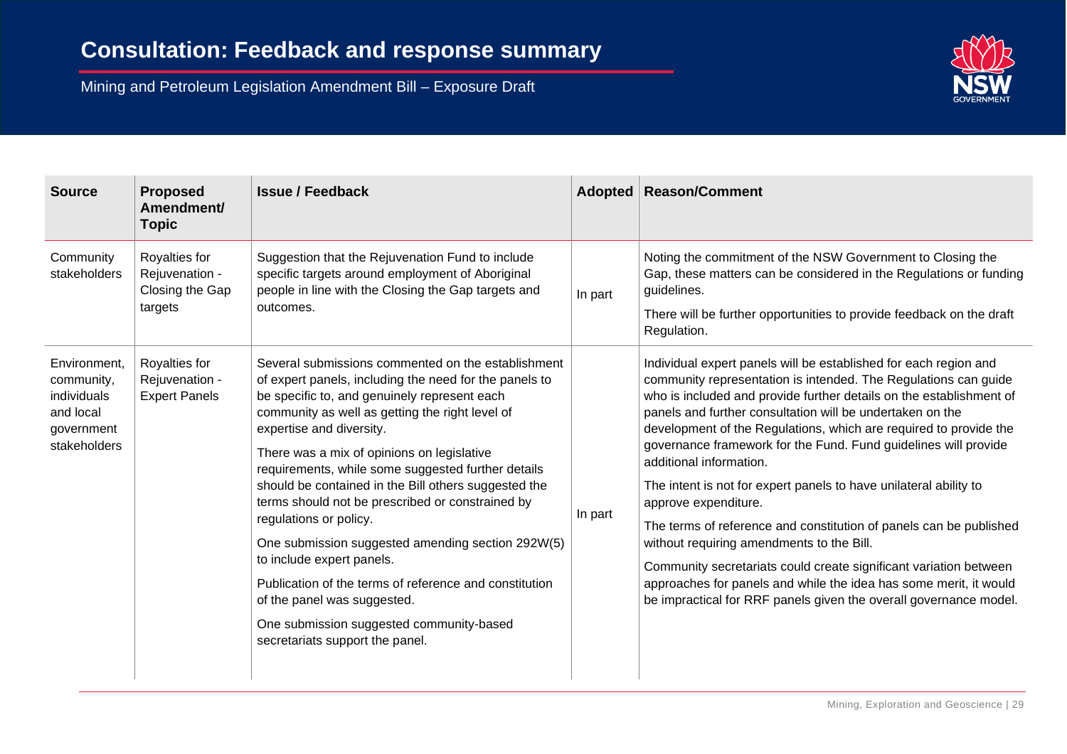# Consultation: Feedback and response summary

Mining and Petroleum Legislation Amendment Bill – Exposure Draft

| Source | Proposed Amendment/ Topic | Issue / Feedback | Adopted | Reason/Comment |
|---|---|---|---|---|
| Community stakeholders | Royalties for Rejuvenation - Closing the Gap targets | Suggestion that the Rejuvenation Fund to include specific targets around employment of Aboriginal people in line with the Closing the Gap targets and outcomes. | In part | Noting the commitment of the NSW Government to Closing the Gap, these matters can be considered in the Regulations or funding guidelines.<br><br>There will be further opportunities to provide feedback on the draft Regulation. |
| Environment, community, individuals and local government stakeholders | Royalties for Rejuvenation - Expert Panels | Several submissions commented on the establishment of expert panels, including the need for the panels to be specific to, and genuinely represent each community as well as getting the right level of expertise and diversity.<br><br>There was a mix of opinions on legislative requirements, while some suggested further details should be contained in the Bill others suggested the terms should not be prescribed or constrained by regulations or policy.<br><br>One submission suggested amending section 292W(5) to include expert panels.<br><br>Publication of the terms of reference and constitution of the panel was suggested.<br><br>One submission suggested community-based secretariats support the panel. | In part | Individual expert panels will be established for each region and community representation is intended. The Regulations can guide who is included and provide further details on the establishment of panels and further consultation will be undertaken on the development of the Regulations, which are required to provide the governance framework for the Fund. Fund guidelines will provide additional information.<br><br>The intent is not for expert panels to have unilateral ability to approve expenditure.<br><br>The terms of reference and constitution of panels can be published without requiring amendments to the Bill.<br><br>Community secretariats could create significant variation between approaches for panels and while the idea has some merit, it would be impractical for RRF panels given the overall governance model. |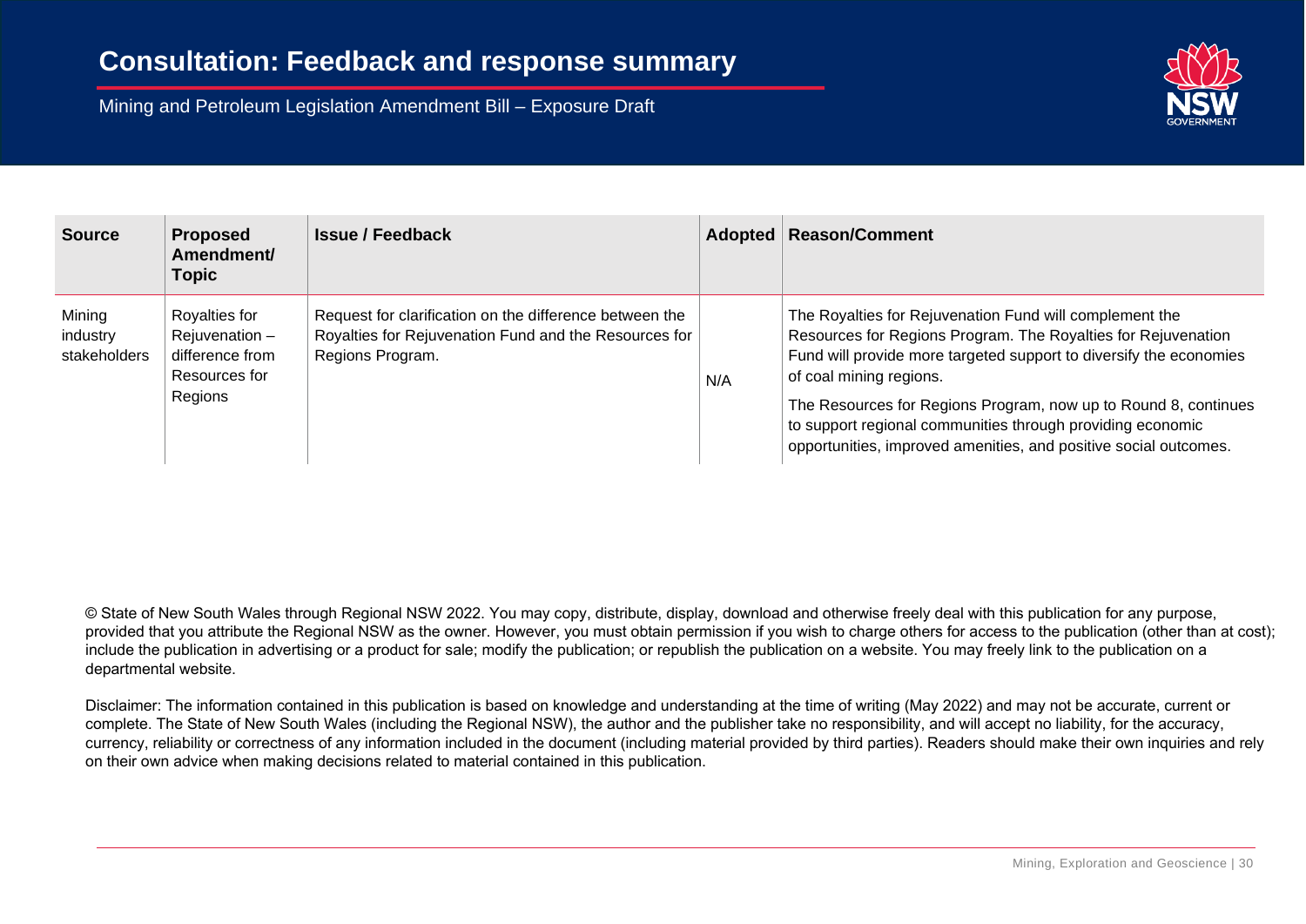| Source | Proposed Amendment/ Topic | Issue / Feedback | Adopted | Reason/Comment |
|---|---|---|---|---|
| Mining industry stakeholders | Royalties for Rejuvenation – difference from Resources for Regions | Request for clarification on the difference between the Royalties for Rejuvenation Fund and the Resources for Regions Program. | N/A | The Royalties for Rejuvenation Fund will complement the Resources for Regions Program. The Royalties for Rejuvenation Fund will provide more targeted support to diversify the economies of coal mining regions.<br><br>The Resources for Regions Program, now up to Round 8, continues to support regional communities through providing economic opportunities, improved amenities, and positive social outcomes. |

© State of New South Wales through Regional NSW 2022. You may copy, distribute, display, download and otherwise freely deal with this publication for any purpose, provided that you attribute the Regional NSW as the owner. However, you must obtain permission if you wish to charge others for access to the publication (other than at cost); include the publication in advertising or a product for sale; modify the publication; or republish the publication on a website. You may freely link to the publication on a departmental website.

Disclaimer: The information contained in this publication is based on knowledge and understanding at the time of writing (May 2022) and may not be accurate, current or complete. The State of New South Wales (including the Regional NSW), the author and the publisher take no responsibility, and will accept no liability, for the accuracy, currency, reliability or correctness of any information included in the document (including material provided by third parties). Readers should make their own inquiries and rely on their own advice when making decisions related to material contained in this publication.